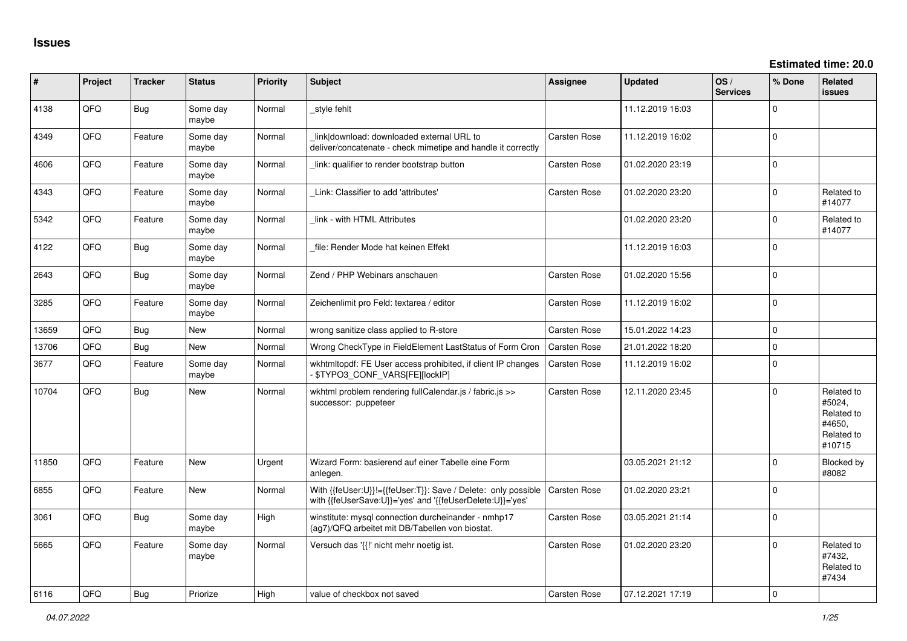# Issues

**Estimated time: 20.0**

| # | Project | Tracker | Status | Priority | Subject | Assignee | Updated | OS / Services | % Done | Related issues |
|---|---|---|---|---|---|---|---|---|---|---|
| 4138 | QFO | Bug | Some day maybe | Normal | _style fehlt | | 11.12.2019 16:03 | | 0 | |
| 4349 | QFO | Feature | Some day maybe | Normal | _link\|download: downloaded external URL to deliver/concatenate - check mimetipe and handle it correctly | Carsten Rose | 11.12.2019 16:02 | | 0 | |
| 4606 | QFO | Feature | Some day maybe | Normal | _link: qualifier to render bootstrap button | Carsten Rose | 01.02.2020 23:19 | | 0 | |
| 4343 | QFO | Feature | Some day maybe | Normal | _Link: Classifier to add 'attributes' | Carsten Rose | 01.02.2020 23:20 | | 0 | Related to #14077 |
| 5342 | QFO | Feature | Some day maybe | Normal | _link - with HTML Attributes | | 01.02.2020 23:20 | | 0 | Related to #14077 |
| 4122 | QFO | Bug | Some day maybe | Normal | _file: Render Mode hat keinen Effekt | | 11.12.2019 16:03 | | 0 | |
| 2643 | QFO | Bug | Some day maybe | Normal | Zend / PHP Webinars anschauen | Carsten Rose | 01.02.2020 15:56 | | 0 | |
| 3285 | QFO | Feature | Some day maybe | Normal | Zeichenlimit pro Feld: textarea / editor | Carsten Rose | 11.12.2019 16:02 | | 0 | |
| 13659 | QFO | Bug | New | Normal | wrong sanitize class applied to R-store | Carsten Rose | 15.01.2022 14:23 | | 0 | |
| 13706 | QFO | Bug | New | Normal | Wrong CheckType in FieldElement LastStatus of Form Cron | Carsten Rose | 21.01.2022 18:20 | | 0 | |
| 3677 | QFO | Feature | Some day maybe | Normal | wkhtmltopdf: FE User access prohibited, if client IP changes - $TYPO3_CONF_VARS[FE][lockIP] | Carsten Rose | 11.12.2019 16:02 | | 0 | |
| 10704 | QFO | Bug | New | Normal | wkhtml problem rendering fullCalendar.js / fabric.js >> successor: puppeteer | Carsten Rose | 12.11.2020 23:45 | | 0 | Related to #5024, Related to #4650, Related to #10715 |
| 11850 | QFO | Feature | New | Urgent | Wizard Form: basierend auf einer Tabelle eine Form anlegen. | | 03.05.2021 21:12 | | 0 | Blocked by #8082 |
| 6855 | QFO | Feature | New | Normal | With {{feUser:U}}!={{feUser:T}}: Save / Delete: only possible with {{feUserSave:U}}='yes' and '{{feUserDelete:U}}='yes' | Carsten Rose | 01.02.2020 23:21 | | 0 | |
| 3061 | QFO | Bug | Some day maybe | High | winstitute: mysql connection durcheinander - nmhp17 (ag7)/QFQ arbeitet mit DB/Tabellen von biostat. | Carsten Rose | 03.05.2021 21:14 | | 0 | |
| 5665 | QFO | Feature | Some day maybe | Normal | Versuch das '{{!' nicht mehr noetig ist. | Carsten Rose | 01.02.2020 23:20 | | 0 | Related to #7432, Related to #7434 |
| 6116 | QFO | Bug | Priorize | High | value of checkbox not saved | Carsten Rose | 07.12.2021 17:19 | | 0 | |

*04.07.2022*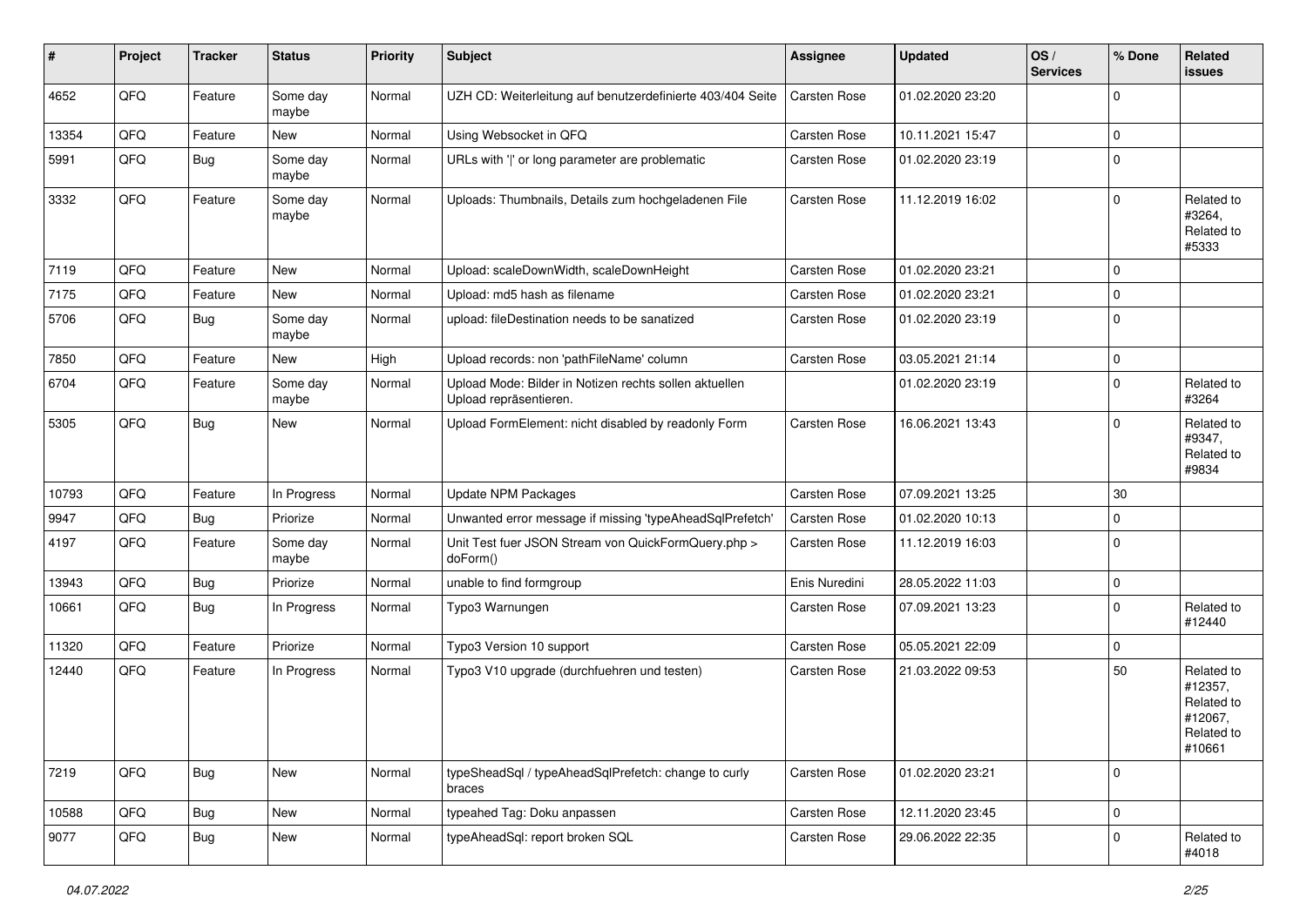| # | Project | Tracker | Status | Priority | Subject | Assignee | Updated | OS / Services | % Done | Related issues |
|---|---|---|---|---|---|---|---|---|---|---|
| 4652 | QFQ | Feature | Some day maybe | Normal | UZH CD: Weiterleitung auf benutzerdefinierte 403/404 Seite | Carsten Rose | 01.02.2020 23:20 | | 0 | |
| 13354 | QFQ | Feature | New | Normal | Using Websocket in QFQ | Carsten Rose | 10.11.2021 15:47 | | 0 | |
| 5991 | QFQ | Bug | Some day maybe | Normal | URLs with '\|' or long parameter are problematic | Carsten Rose | 01.02.2020 23:19 | | 0 | |
| 3332 | QFQ | Feature | Some day maybe | Normal | Uploads: Thumbnails, Details zum hochgeladenen File | Carsten Rose | 11.12.2019 16:02 | | 0 | Related to #3264, Related to #5333 |
| 7119 | QFQ | Feature | New | Normal | Upload: scaleDownWidth, scaleDownHeight | Carsten Rose | 01.02.2020 23:21 | | 0 | |
| 7175 | QFQ | Feature | New | Normal | Upload: md5 hash as filename | Carsten Rose | 01.02.2020 23:21 | | 0 | |
| 5706 | QFQ | Bug | Some day maybe | Normal | upload: fileDestination needs to be sanatized | Carsten Rose | 01.02.2020 23:19 | | 0 | |
| 7850 | QFQ | Feature | New | High | Upload records: non 'pathFileName' column | Carsten Rose | 03.05.2021 21:14 | | 0 | |
| 6704 | QFQ | Feature | Some day maybe | Normal | Upload Mode: Bilder in Notizen rechts sollen aktuellen Upload repräsentieren. | | 01.02.2020 23:19 | | 0 | Related to #3264 |
| 5305 | QFQ | Bug | New | Normal | Upload FormElement: nicht disabled by readonly Form | Carsten Rose | 16.06.2021 13:43 | | 0 | Related to #9347, Related to #9834 |
| 10793 | QFQ | Feature | In Progress | Normal | Update NPM Packages | Carsten Rose | 07.09.2021 13:25 | | 30 | |
| 9947 | QFQ | Bug | Priorize | Normal | Unwanted error message if missing 'typeAheadSqlPrefetch' | Carsten Rose | 01.02.2020 10:13 | | 0 | |
| 4197 | QFQ | Feature | Some day maybe | Normal | Unit Test fuer JSON Stream von QuickFormQuery.php > doForm() | Carsten Rose | 11.12.2019 16:03 | | 0 | |
| 13943 | QFQ | Bug | Priorize | Normal | unable to find formgroup | Enis Nuredini | 28.05.2022 11:03 | | 0 | |
| 10661 | QFQ | Bug | In Progress | Normal | Typo3 Warnungen | Carsten Rose | 07.09.2021 13:23 | | 0 | Related to #12440 |
| 11320 | QFQ | Feature | Priorize | Normal | Typo3 Version 10 support | Carsten Rose | 05.05.2021 22:09 | | 0 | |
| 12440 | QFQ | Feature | In Progress | Normal | Typo3 V10 upgrade (durchfuehren und testen) | Carsten Rose | 21.03.2022 09:53 | | 50 | Related to #12357, Related to #12067, Related to #10661 |
| 7219 | QFQ | Bug | New | Normal | typeSheadSql / typeAheadSqlPrefetch: change to curly braces | Carsten Rose | 01.02.2020 23:21 | | 0 | |
| 10588 | QFQ | Bug | New | Normal | typeahed Tag: Doku anpassen | Carsten Rose | 12.11.2020 23:45 | | 0 | |
| 9077 | QFQ | Bug | New | Normal | typeAheadSql: report broken SQL | Carsten Rose | 29.06.2022 22:35 | | 0 | Related to #4018 |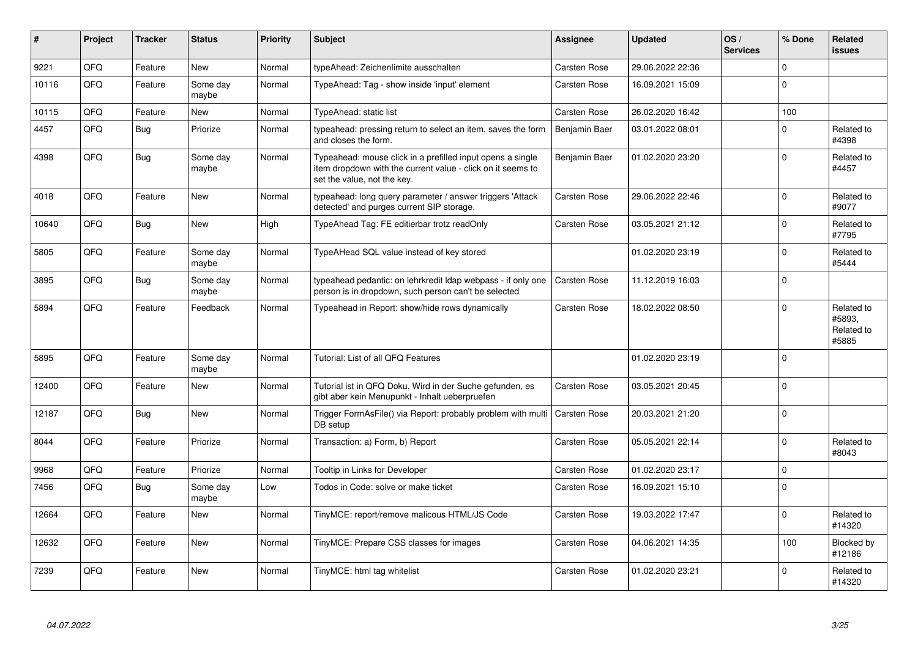| # | Project | Tracker | Status | Priority | Subject | Assignee | Updated | OS / Services | % Done | Related issues |
|---|---|---|---|---|---|---|---|---|---|---|
| 9221 | QFQ | Feature | New | Normal | typeAhead: Zeichenlimite ausschalten | Carsten Rose | 29.06.2022 22:36 | | 0 | |
| 10116 | QFQ | Feature | Some day maybe | Normal | TypeAhead: Tag - show inside 'input' element | Carsten Rose | 16.09.2021 15:09 | | 0 | |
| 10115 | QFQ | Feature | New | Normal | TypeAhead: static list | Carsten Rose | 26.02.2020 16:42 | | 100 | |
| 4457 | QFQ | Bug | Priorize | Normal | typeahead: pressing return to select an item, saves the form and closes the form. | Benjamin Baer | 03.01.2022 08:01 | | 0 | Related to #4398 |
| 4398 | QFQ | Bug | Some day maybe | Normal | Typeahead: mouse click in a prefilled input opens a single item dropdown with the current value - click on it seems to set the value, not the key. | Benjamin Baer | 01.02.2020 23:20 | | 0 | Related to #4457 |
| 4018 | QFQ | Feature | New | Normal | typeahead: long query parameter / answer triggers 'Attack detected' and purges current SIP storage. | Carsten Rose | 29.06.2022 22:46 | | 0 | Related to #9077 |
| 10640 | QFQ | Bug | New | High | TypeAhead Tag: FE editierbar trotz readOnly | Carsten Rose | 03.05.2021 21:12 | | 0 | Related to #7795 |
| 5805 | QFQ | Feature | Some day maybe | Normal | TypeAHead SQL value instead of key stored | | 01.02.2020 23:19 | | 0 | Related to #5444 |
| 3895 | QFQ | Bug | Some day maybe | Normal | typeahead pedantic: on lehrkredit ldap webpass - if only one person is in dropdown, such person can't be selected | Carsten Rose | 11.12.2019 16:03 | | 0 | |
| 5894 | QFQ | Feature | Feedback | Normal | Typeahead in Report: show/hide rows dynamically | Carsten Rose | 18.02.2022 08:50 | | 0 | Related to #5893, Related to #5885 |
| 5895 | QFQ | Feature | Some day maybe | Normal | Tutorial: List of all QFQ Features | | 01.02.2020 23:19 | | 0 | |
| 12400 | QFQ | Feature | New | Normal | Tutorial ist in QFQ Doku, Wird in der Suche gefunden, es gibt aber kein Menupunkt - Inhalt ueberpruefen | Carsten Rose | 03.05.2021 20:45 | | 0 | |
| 12187 | QFQ | Bug | New | Normal | Trigger FormAsFile() via Report: probably problem with multi DB setup | Carsten Rose | 20.03.2021 21:20 | | 0 | |
| 8044 | QFQ | Feature | Priorize | Normal | Transaction: a) Form, b) Report | Carsten Rose | 05.05.2021 22:14 | | 0 | Related to #8043 |
| 9968 | QFQ | Feature | Priorize | Normal | Tooltip in Links for Developer | Carsten Rose | 01.02.2020 23:17 | | 0 | |
| 7456 | QFQ | Bug | Some day maybe | Low | Todos in Code: solve or make ticket | Carsten Rose | 16.09.2021 15:10 | | 0 | |
| 12664 | QFQ | Feature | New | Normal | TinyMCE: report/remove malicous HTML/JS Code | Carsten Rose | 19.03.2022 17:47 | | 0 | Related to #14320 |
| 12632 | QFQ | Feature | New | Normal | TinyMCE: Prepare CSS classes for images | Carsten Rose | 04.06.2021 14:35 | | 100 | Blocked by #12186 |
| 7239 | QFQ | Feature | New | Normal | TinyMCE: html tag whitelist | Carsten Rose | 01.02.2020 23:21 | | 0 | Related to #14320 |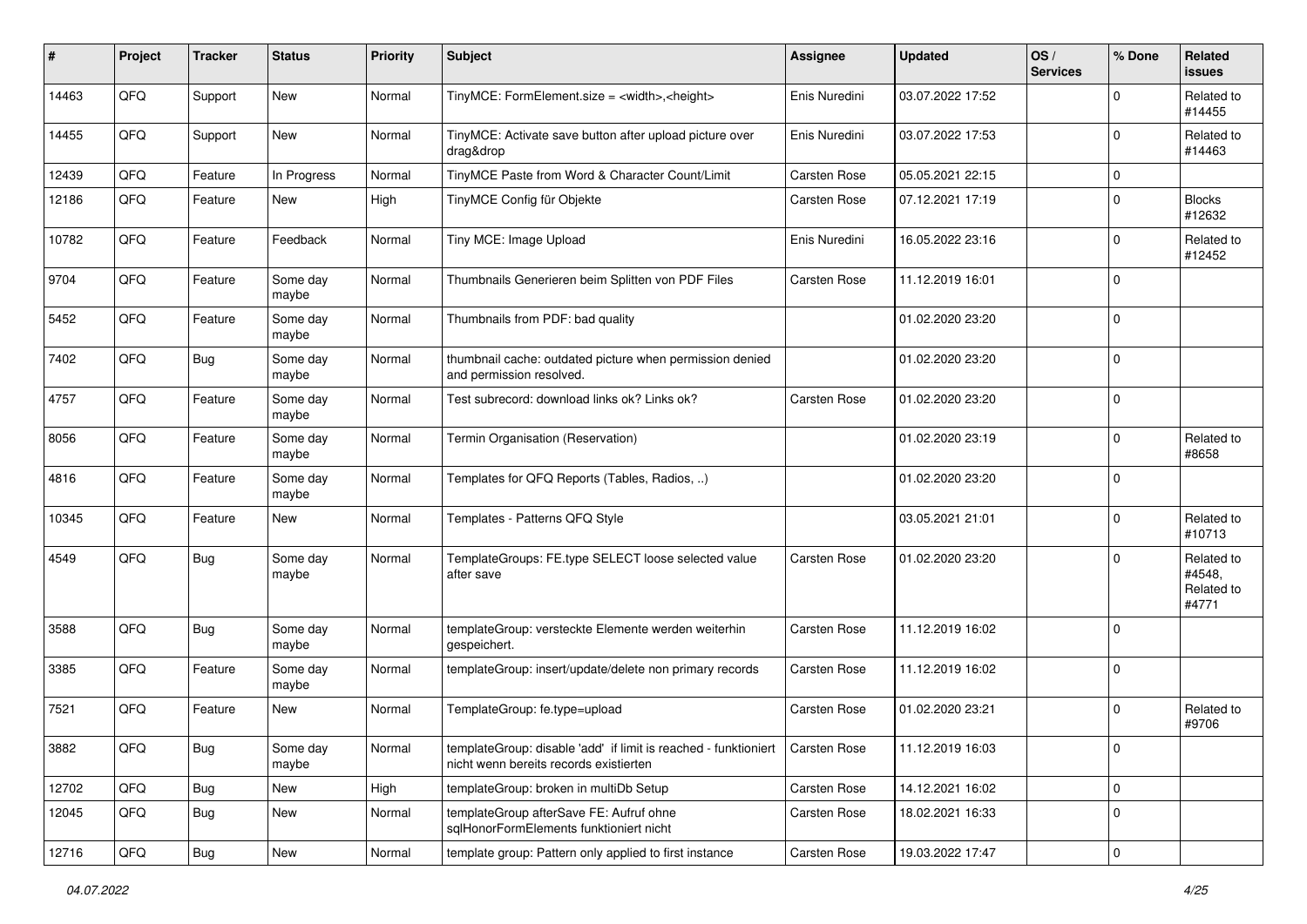| # | Project | Tracker | Status | Priority | Subject | Assignee | Updated | OS / Services | % Done | Related issues |
|---|---|---|---|---|---|---|---|---|---|---|
| 14463 | QFQ | Support | New | Normal | TinyMCE: FormElement.size = <width>,<height> | Enis Nuredini | 03.07.2022 17:52 | | 0 | Related to #14455 |
| 14455 | QFQ | Support | New | Normal | TinyMCE: Activate save button after upload picture over drag&drop | Enis Nuredini | 03.07.2022 17:53 | | 0 | Related to #14463 |
| 12439 | QFQ | Feature | In Progress | Normal | TinyMCE Paste from Word & Character Count/Limit | Carsten Rose | 05.05.2021 22:15 | | 0 | |
| 12186 | QFQ | Feature | New | High | TinyMCE Config für Objekte | Carsten Rose | 07.12.2021 17:19 | | 0 | Blocks #12632 |
| 10782 | QFQ | Feature | Feedback | Normal | Tiny MCE: Image Upload | Enis Nuredini | 16.05.2022 23:16 | | 0 | Related to #12452 |
| 9704 | QFQ | Feature | Some day maybe | Normal | Thumbnails Generieren beim Splitten von PDF Files | Carsten Rose | 11.12.2019 16:01 | | 0 | |
| 5452 | QFQ | Feature | Some day maybe | Normal | Thumbnails from PDF: bad quality | | 01.02.2020 23:20 | | 0 | |
| 7402 | QFQ | Bug | Some day maybe | Normal | thumbnail cache: outdated picture when permission denied and permission resolved. | | 01.02.2020 23:20 | | 0 | |
| 4757 | QFQ | Feature | Some day maybe | Normal | Test subrecord: download links ok? Links ok? | Carsten Rose | 01.02.2020 23:20 | | 0 | |
| 8056 | QFQ | Feature | Some day maybe | Normal | Termin Organisation (Reservation) | | 01.02.2020 23:19 | | 0 | Related to #8658 |
| 4816 | QFQ | Feature | Some day maybe | Normal | Templates for QFQ Reports (Tables, Radios, ..) | | 01.02.2020 23:20 | | 0 | |
| 10345 | QFQ | Feature | New | Normal | Templates - Patterns QFQ Style | | 03.05.2021 21:01 | | 0 | Related to #10713 |
| 4549 | QFQ | Bug | Some day maybe | Normal | TemplateGroups: FE.type SELECT loose selected value after save | Carsten Rose | 01.02.2020 23:20 | | 0 | Related to #4548, Related to #4771 |
| 3588 | QFQ | Bug | Some day maybe | Normal | templateGroup: versteckte Elemente werden weiterhin gespeichert. | Carsten Rose | 11.12.2019 16:02 | | 0 | |
| 3385 | QFQ | Feature | Some day maybe | Normal | templateGroup: insert/update/delete non primary records | Carsten Rose | 11.12.2019 16:02 | | 0 | |
| 7521 | QFQ | Feature | New | Normal | TemplateGroup: fe.type=upload | Carsten Rose | 01.02.2020 23:21 | | 0 | Related to #9706 |
| 3882 | QFQ | Bug | Some day maybe | Normal | templateGroup: disable 'add' if limit is reached - funktioniert nicht wenn bereits records existierten | Carsten Rose | 11.12.2019 16:03 | | 0 | |
| 12702 | QFQ | Bug | New | High | templateGroup: broken in multiDb Setup | Carsten Rose | 14.12.2021 16:02 | | 0 | |
| 12045 | QFQ | Bug | New | Normal | templateGroup afterSave FE: Aufruf ohne sqlHonorFormElements funktioniert nicht | Carsten Rose | 18.02.2021 16:33 | | 0 | |
| 12716 | QFQ | Bug | New | Normal | template group: Pattern only applied to first instance | Carsten Rose | 19.03.2022 17:47 | | 0 | |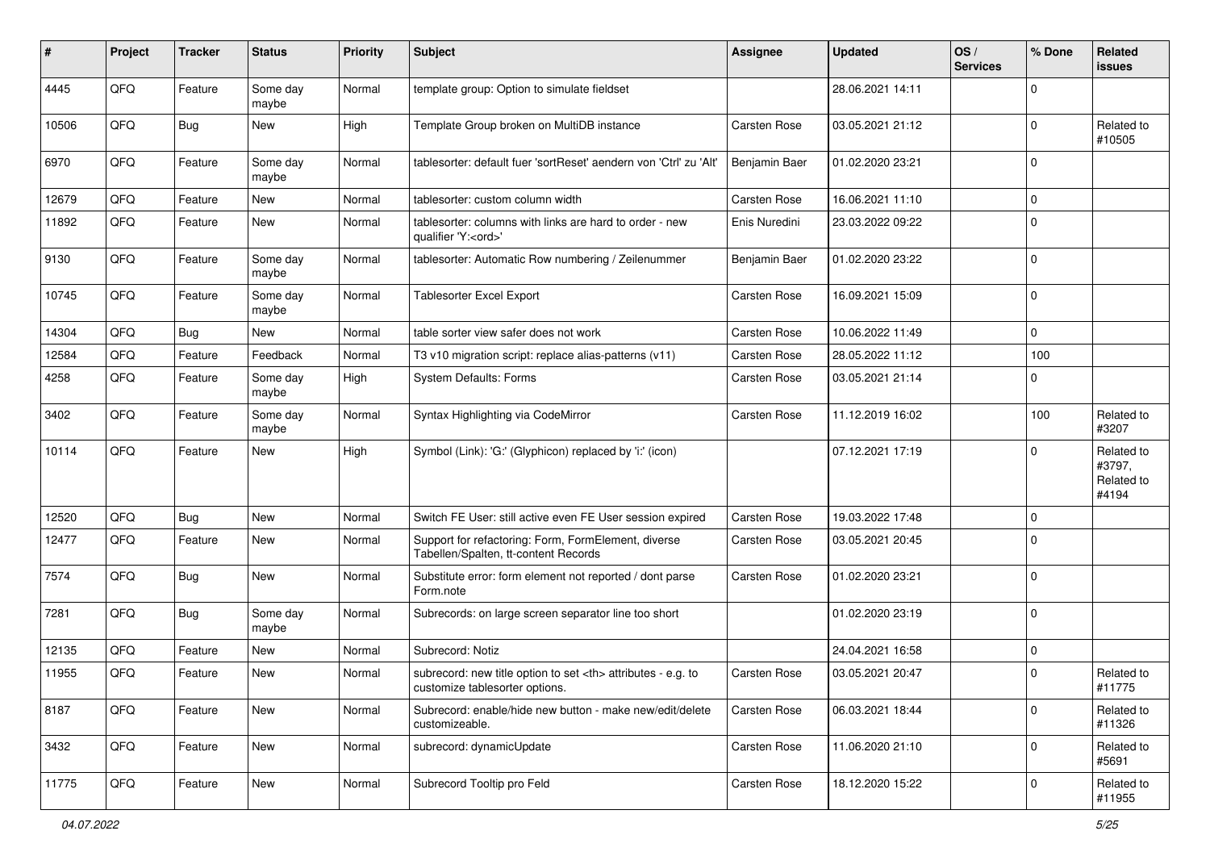| # | Project | Tracker | Status | Priority | Subject | Assignee | Updated | OS / Services | % Done | Related issues |
|---|---|---|---|---|---|---|---|---|---|---|
| 4445 | QFQ | Feature | Some day maybe | Normal | template group: Option to simulate fieldset | | 28.06.2021 14:11 | | 0 | |
| 10506 | QFQ | Bug | New | High | Template Group broken on MultiDB instance | Carsten Rose | 03.05.2021 21:12 | | 0 | Related to #10505 |
| 6970 | QFQ | Feature | Some day maybe | Normal | tablesorter: default fuer 'sortReset' aendern von 'Ctrl' zu 'Alt' | Benjamin Baer | 01.02.2020 23:21 | | 0 | |
| 12679 | QFQ | Feature | New | Normal | tablesorter: custom column width | Carsten Rose | 16.06.2021 11:10 | | 0 | |
| 11892 | QFQ | Feature | New | Normal | tablesorter: columns with links are hard to order - new qualifier 'Y:<ord>' | Enis Nuredini | 23.03.2022 09:22 | | 0 | |
| 9130 | QFQ | Feature | Some day maybe | Normal | tablesorter: Automatic Row numbering / Zeilenummer | Benjamin Baer | 01.02.2020 23:22 | | 0 | |
| 10745 | QFQ | Feature | Some day maybe | Normal | Tablesorter Excel Export | Carsten Rose | 16.09.2021 15:09 | | 0 | |
| 14304 | QFQ | Bug | New | Normal | table sorter view safer does not work | Carsten Rose | 10.06.2022 11:49 | | 0 | |
| 12584 | QFQ | Feature | Feedback | Normal | T3 v10 migration script: replace alias-patterns (v11) | Carsten Rose | 28.05.2022 11:12 | | 100 | |
| 4258 | QFQ | Feature | Some day maybe | High | System Defaults: Forms | Carsten Rose | 03.05.2021 21:14 | | 0 | |
| 3402 | QFQ | Feature | Some day maybe | Normal | Syntax Highlighting via CodeMirror | Carsten Rose | 11.12.2019 16:02 | | 100 | Related to #3207 |
| 10114 | QFQ | Feature | New | High | Symbol (Link): 'G:' (Glyphicon) replaced by 'i:' (icon) | | 07.12.2021 17:19 | | 0 | Related to #3797, Related to #4194 |
| 12520 | QFQ | Bug | New | Normal | Switch FE User: still active even FE User session expired | Carsten Rose | 19.03.2022 17:48 | | 0 | |
| 12477 | QFQ | Feature | New | Normal | Support for refactoring: Form, FormElement, diverse Tabellen/Spalten, tt-content Records | Carsten Rose | 03.05.2021 20:45 | | 0 | |
| 7574 | QFQ | Bug | New | Normal | Substitute error: form element not reported / dont parse Form.note | Carsten Rose | 01.02.2020 23:21 | | 0 | |
| 7281 | QFQ | Bug | Some day maybe | Normal | Subrecords: on large screen separator line too short | | 01.02.2020 23:19 | | 0 | |
| 12135 | QFQ | Feature | New | Normal | Subrecord: Notiz | | 24.04.2021 16:58 | | 0 | |
| 11955 | QFQ | Feature | New | Normal | subrecord: new title option to set <th> attributes - e.g. to customize tablesorter options. | Carsten Rose | 03.05.2021 20:47 | | 0 | Related to #11775 |
| 8187 | QFQ | Feature | New | Normal | Subrecord: enable/hide new button - make new/edit/delete customizeable. | Carsten Rose | 06.03.2021 18:44 | | 0 | Related to #11326 |
| 3432 | QFQ | Feature | New | Normal | subrecord: dynamicUpdate | Carsten Rose | 11.06.2020 21:10 | | 0 | Related to #5691 |
| 11775 | QFQ | Feature | New | Normal | Subrecord Tooltip pro Feld | Carsten Rose | 18.12.2020 15:22 | | 0 | Related to #11955 |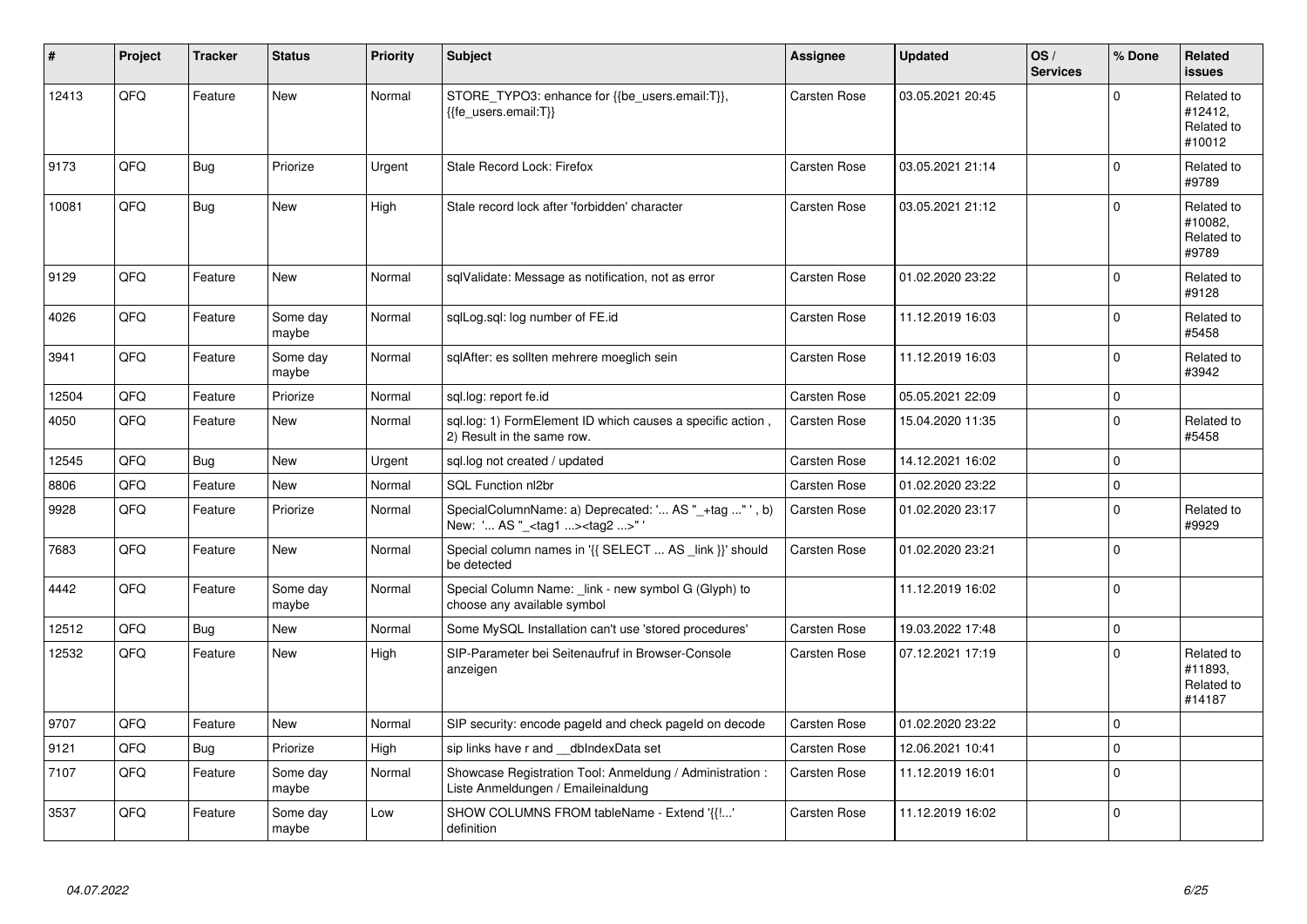| # | Project | Tracker | Status | Priority | Subject | Assignee | Updated | OS / Services | % Done | Related issues |
|---|---|---|---|---|---|---|---|---|---|---|
| 12413 | QFQ | Feature | New | Normal | STORE_TYPO3: enhance for {{be_users.email:T}}, {{fe_users.email:T}} | Carsten Rose | 03.05.2021 20:45 | | 0 | Related to #12412, Related to #10012 |
| 9173 | QFQ | Bug | Priorize | Urgent | Stale Record Lock: Firefox | Carsten Rose | 03.05.2021 21:14 | | 0 | Related to #9789 |
| 10081 | QFQ | Bug | New | High | Stale record lock after 'forbidden' character | Carsten Rose | 03.05.2021 21:12 | | 0 | Related to #10082, Related to #9789 |
| 9129 | QFQ | Feature | New | Normal | sqlValidate: Message as notification, not as error | Carsten Rose | 01.02.2020 23:22 | | 0 | Related to #9128 |
| 4026 | QFQ | Feature | Some day maybe | Normal | sqlLog.sql: log number of FE.id | Carsten Rose | 11.12.2019 16:03 | | 0 | Related to #5458 |
| 3941 | QFQ | Feature | Some day maybe | Normal | sqlAfter: es sollten mehrere moeglich sein | Carsten Rose | 11.12.2019 16:03 | | 0 | Related to #3942 |
| 12504 | QFQ | Feature | Priorize | Normal | sql.log: report fe.id | Carsten Rose | 05.05.2021 22:09 | | 0 | |
| 4050 | QFQ | Feature | New | Normal | sql.log: 1) FormElement ID which causes a specific action , 2) Result in the same row. | Carsten Rose | 15.04.2020 11:35 | | 0 | Related to #5458 |
| 12545 | QFQ | Bug | New | Urgent | sql.log not created / updated | Carsten Rose | 14.12.2021 16:02 | | 0 | |
| 8806 | QFQ | Feature | New | Normal | SQL Function nl2br | Carsten Rose | 01.02.2020 23:22 | | 0 | |
| 9928 | QFQ | Feature | Priorize | Normal | SpecialColumnName: a) Deprecated: '... AS "_+tag ..." ', b) New: '... AS "_<tag1 ...><tag2 ...>" ' | Carsten Rose | 01.02.2020 23:17 | | 0 | Related to #9929 |
| 7683 | QFQ | Feature | New | Normal | Special column names in '{{ SELECT ... AS _link }}' should be detected | Carsten Rose | 01.02.2020 23:21 | | 0 | |
| 4442 | QFQ | Feature | Some day maybe | Normal | Special Column Name: _link - new symbol G (Glyph) to choose any available symbol | | 11.12.2019 16:02 | | 0 | |
| 12512 | QFQ | Bug | New | Normal | Some MySQL Installation can't use 'stored procedures' | Carsten Rose | 19.03.2022 17:48 | | 0 | |
| 12532 | QFQ | Feature | New | High | SIP-Parameter bei Seitenaufruf in Browser-Console anzeigen | Carsten Rose | 07.12.2021 17:19 | | 0 | Related to #11893, Related to #14187 |
| 9707 | QFQ | Feature | New | Normal | SIP security: encode pageId and check pageId on decode | Carsten Rose | 01.02.2020 23:22 | | 0 | |
| 9121 | QFQ | Bug | Priorize | High | sip links have r and __dbIndexData set | Carsten Rose | 12.06.2021 10:41 | | 0 | |
| 7107 | QFQ | Feature | Some day maybe | Normal | Showcase Registration Tool: Anmeldung / Administration : Liste Anmeldungen / Emaileinaldung | Carsten Rose | 11.12.2019 16:01 | | 0 | |
| 3537 | QFQ | Feature | Some day maybe | Low | SHOW COLUMNS FROM tableName - Extend '{{!...' definition | Carsten Rose | 11.12.2019 16:02 | | 0 | |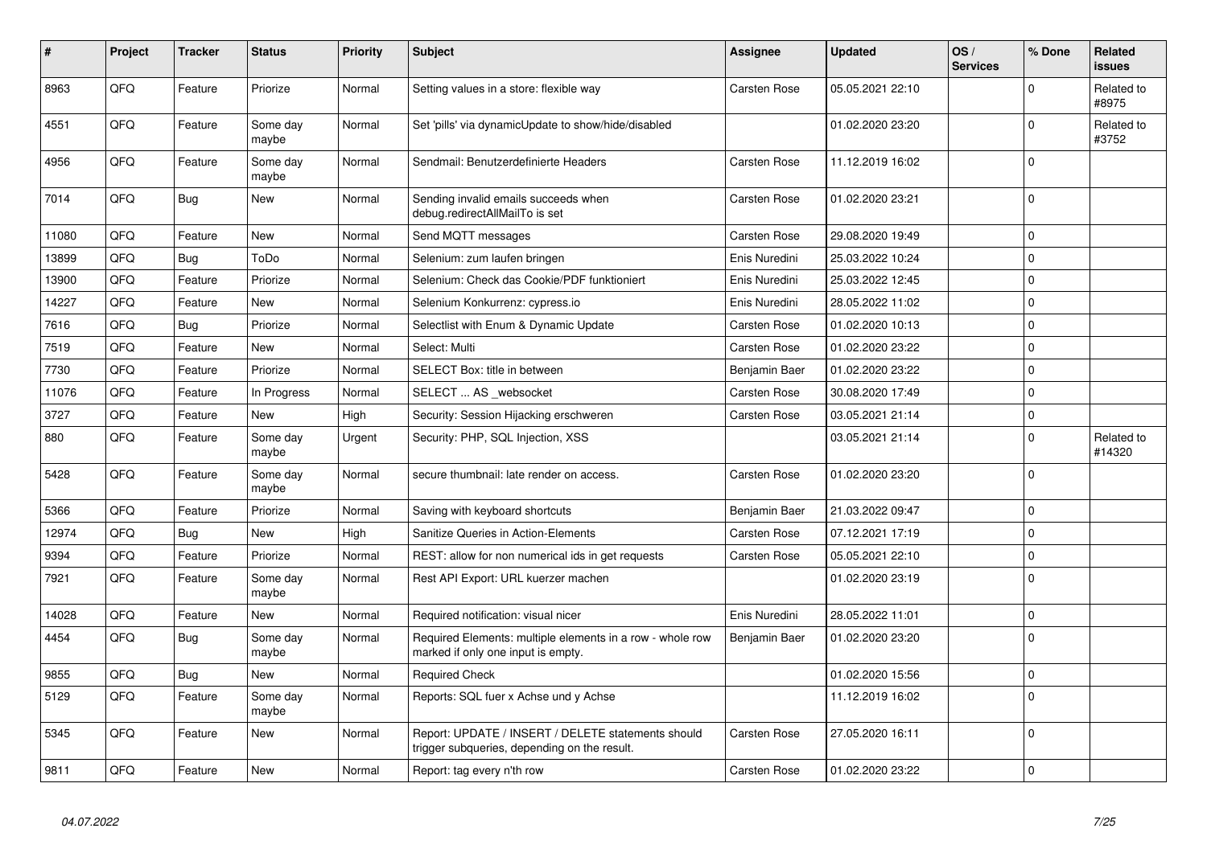| # | Project | Tracker | Status | Priority | Subject | Assignee | Updated | OS / Services | % Done | Related issues |
|---|---|---|---|---|---|---|---|---|---|---|
| 8963 | QFQ | Feature | Priorize | Normal | Setting values in a store: flexible way | Carsten Rose | 05.05.2021 22:10 | | 0 | Related to #8975 |
| 4551 | QFQ | Feature | Some day maybe | Normal | Set 'pills' via dynamicUpdate to show/hide/disabled | | 01.02.2020 23:20 | | 0 | Related to #3752 |
| 4956 | QFQ | Feature | Some day maybe | Normal | Sendmail: Benutzerdefinierte Headers | Carsten Rose | 11.12.2019 16:02 | | 0 | |
| 7014 | QFQ | Bug | New | Normal | Sending invalid emails succeeds when debug.redirectAllMailTo is set | Carsten Rose | 01.02.2020 23:21 | | 0 | |
| 11080 | QFQ | Feature | New | Normal | Send MQTT messages | Carsten Rose | 29.08.2020 19:49 | | 0 | |
| 13899 | QFQ | Bug | ToDo | Normal | Selenium: zum laufen bringen | Enis Nuredini | 25.03.2022 10:24 | | 0 | |
| 13900 | QFQ | Feature | Priorize | Normal | Selenium: Check das Cookie/PDF funktioniert | Enis Nuredini | 25.03.2022 12:45 | | 0 | |
| 14227 | QFQ | Feature | New | Normal | Selenium Konkurrenz: cypress.io | Enis Nuredini | 28.05.2022 11:02 | | 0 | |
| 7616 | QFQ | Bug | Priorize | Normal | Selectlist with Enum & Dynamic Update | Carsten Rose | 01.02.2020 10:13 | | 0 | |
| 7519 | QFQ | Feature | New | Normal | Select: Multi | Carsten Rose | 01.02.2020 23:22 | | 0 | |
| 7730 | QFQ | Feature | Priorize | Normal | SELECT Box: title in between | Benjamin Baer | 01.02.2020 23:22 | | 0 | |
| 11076 | QFQ | Feature | In Progress | Normal | SELECT ... AS _websocket | Carsten Rose | 30.08.2020 17:49 | | 0 | |
| 3727 | QFQ | Feature | New | High | Security: Session Hijacking erschweren | Carsten Rose | 03.05.2021 21:14 | | 0 | |
| 880 | QFQ | Feature | Some day maybe | Urgent | Security: PHP, SQL Injection, XSS | | 03.05.2021 21:14 | | 0 | Related to #14320 |
| 5428 | QFQ | Feature | Some day maybe | Normal | secure thumbnail: late render on access. | Carsten Rose | 01.02.2020 23:20 | | 0 | |
| 5366 | QFQ | Feature | Priorize | Normal | Saving with keyboard shortcuts | Benjamin Baer | 21.03.2022 09:47 | | 0 | |
| 12974 | QFQ | Bug | New | High | Sanitize Queries in Action-Elements | Carsten Rose | 07.12.2021 17:19 | | 0 | |
| 9394 | QFQ | Feature | Priorize | Normal | REST: allow for non numerical ids in get requests | Carsten Rose | 05.05.2021 22:10 | | 0 | |
| 7921 | QFQ | Feature | Some day maybe | Normal | Rest API Export: URL kuerzer machen | | 01.02.2020 23:19 | | 0 | |
| 14028 | QFQ | Feature | New | Normal | Required notification: visual nicer | Enis Nuredini | 28.05.2022 11:01 | | 0 | |
| 4454 | QFQ | Bug | Some day maybe | Normal | Required Elements: multiple elements in a row - whole row marked if only one input is empty. | Benjamin Baer | 01.02.2020 23:20 | | 0 | |
| 9855 | QFQ | Bug | New | Normal | Required Check | | 01.02.2020 15:56 | | 0 | |
| 5129 | QFQ | Feature | Some day maybe | Normal | Reports: SQL fuer x Achse und y Achse | | 11.12.2019 16:02 | | 0 | |
| 5345 | QFQ | Feature | New | Normal | Report: UPDATE / INSERT / DELETE statements should trigger subqueries, depending on the result. | Carsten Rose | 27.05.2020 16:11 | | 0 | |
| 9811 | QFQ | Feature | New | Normal | Report: tag every n'th row | Carsten Rose | 01.02.2020 23:22 | | 0 | |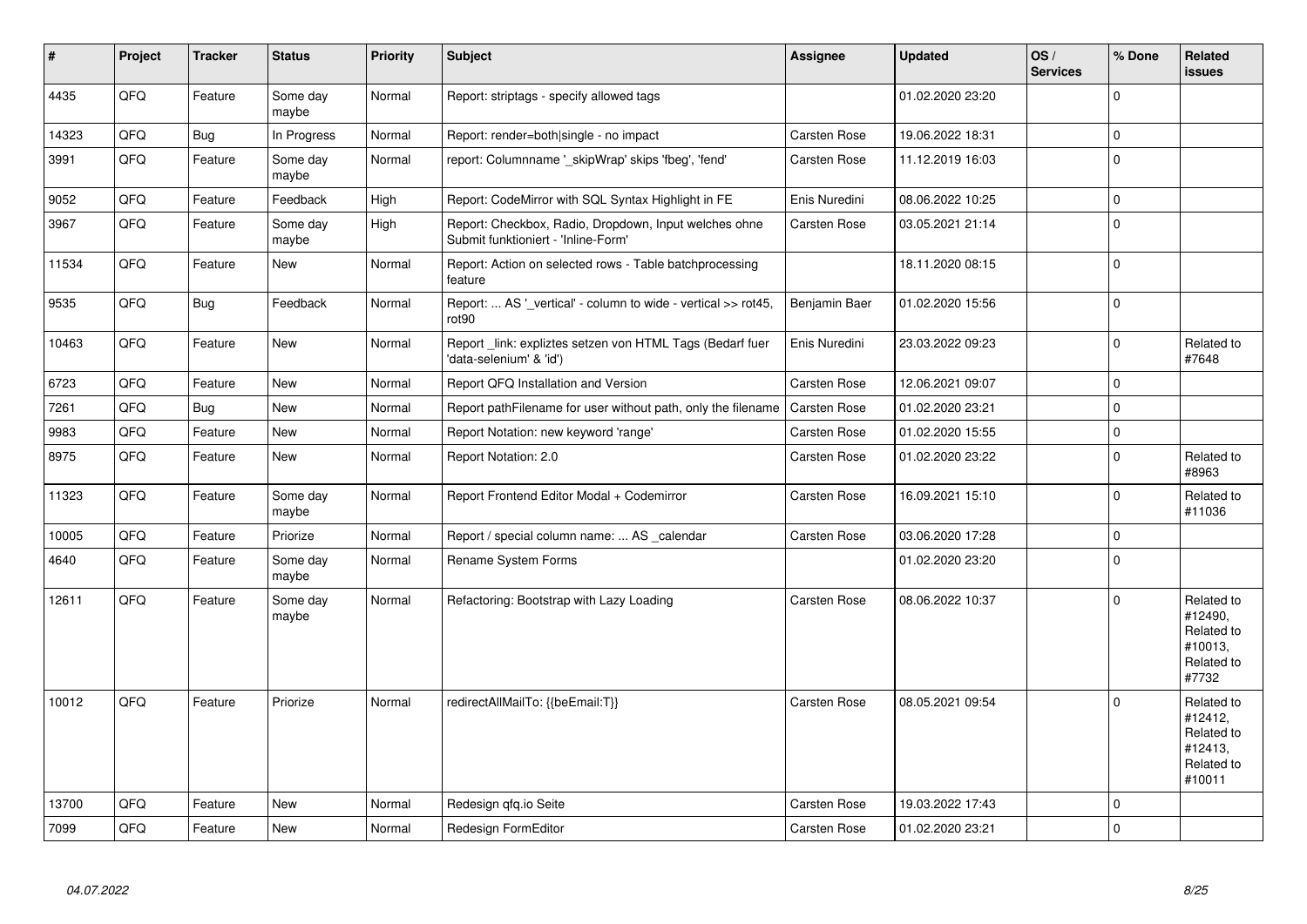| # | Project | Tracker | Status | Priority | Subject | Assignee | Updated | OS / Services | % Done | Related issues |
|---|---|---|---|---|---|---|---|---|---|---|
| 4435 | QFQ | Feature | Some day maybe | Normal | Report: striptags - specify allowed tags | | 01.02.2020 23:20 | | 0 | |
| 14323 | QFQ | Bug | In Progress | Normal | Report: render=both\|single - no impact | Carsten Rose | 19.06.2022 18:31 | | 0 | |
| 3991 | QFQ | Feature | Some day maybe | Normal | report: Columnname '_skipWrap' skips 'fbeg', 'fend' | Carsten Rose | 11.12.2019 16:03 | | 0 | |
| 9052 | QFQ | Feature | Feedback | High | Report: CodeMirror with SQL Syntax Highlight in FE | Enis Nuredini | 08.06.2022 10:25 | | 0 | |
| 3967 | QFQ | Feature | Some day maybe | High | Report: Checkbox, Radio, Dropdown, Input welches ohne Submit funktioniert - 'Inline-Form' | Carsten Rose | 03.05.2021 21:14 | | 0 | |
| 11534 | QFQ | Feature | New | Normal | Report: Action on selected rows - Table batchprocessing feature | | 18.11.2020 08:15 | | 0 | |
| 9535 | QFQ | Bug | Feedback | Normal | Report: ... AS '_vertical' - column to wide - vertical >> rot45, rot90 | Benjamin Baer | 01.02.2020 15:56 | | 0 | |
| 10463 | QFQ | Feature | New | Normal | Report _link: expliztes setzen von HTML Tags (Bedarf fuer 'data-selenium' & 'id') | Enis Nuredini | 23.03.2022 09:23 | | 0 | Related to #7648 |
| 6723 | QFQ | Feature | New | Normal | Report QFQ Installation and Version | Carsten Rose | 12.06.2021 09:07 | | 0 | |
| 7261 | QFQ | Bug | New | Normal | Report pathFilename for user without path, only the filename | Carsten Rose | 01.02.2020 23:21 | | 0 | |
| 9983 | QFQ | Feature | New | Normal | Report Notation: new keyword 'range' | Carsten Rose | 01.02.2020 15:55 | | 0 | |
| 8975 | QFQ | Feature | New | Normal | Report Notation: 2.0 | Carsten Rose | 01.02.2020 23:22 | | 0 | Related to #8963 |
| 11323 | QFQ | Feature | Some day maybe | Normal | Report Frontend Editor Modal + Codemirror | Carsten Rose | 16.09.2021 15:10 | | 0 | Related to #11036 |
| 10005 | QFQ | Feature | Priorize | Normal | Report / special column name: ... AS _calendar | Carsten Rose | 03.06.2020 17:28 | | 0 | |
| 4640 | QFQ | Feature | Some day maybe | Normal | Rename System Forms | | 01.02.2020 23:20 | | 0 | |
| 12611 | QFQ | Feature | Some day maybe | Normal | Refactoring: Bootstrap with Lazy Loading | Carsten Rose | 08.06.2022 10:37 | | 0 | Related to #12490, Related to #10013, Related to #7732 |
| 10012 | QFQ | Feature | Priorize | Normal | redirectAllMailTo: {{beEmail:T}} | Carsten Rose | 08.05.2021 09:54 | | 0 | Related to #12412, Related to #12413, Related to #10011 |
| 13700 | QFQ | Feature | New | Normal | Redesign qfq.io Seite | Carsten Rose | 19.03.2022 17:43 | | 0 | |
| 7099 | QFQ | Feature | New | Normal | Redesign FormEditor | Carsten Rose | 01.02.2020 23:21 | | 0 | |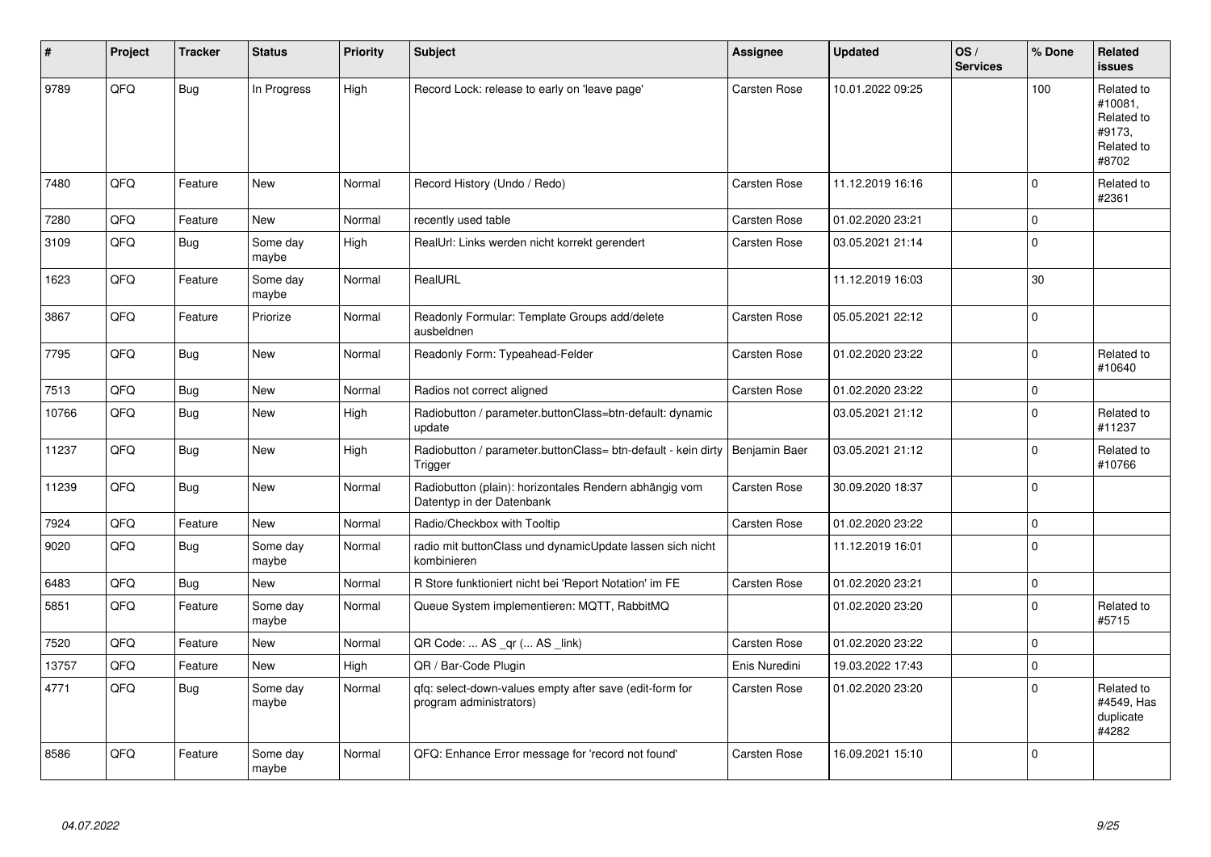| # | Project | Tracker | Status | Priority | Subject | Assignee | Updated | OS / Services | % Done | Related issues |
|---|---|---|---|---|---|---|---|---|---|---|
| 9789 | QFQ | Bug | In Progress | High | Record Lock: release to early on 'leave page' | Carsten Rose | 10.01.2022 09:25 | | 100 | Related to #10081, Related to #9173, Related to #8702 |
| 7480 | QFQ | Feature | New | Normal | Record History (Undo / Redo) | Carsten Rose | 11.12.2019 16:16 | | 0 | Related to #2361 |
| 7280 | QFQ | Feature | New | Normal | recently used table | Carsten Rose | 01.02.2020 23:21 | | 0 | |
| 3109 | QFQ | Bug | Some day maybe | High | RealUrl: Links werden nicht korrekt gerendert | Carsten Rose | 03.05.2021 21:14 | | 0 | |
| 1623 | QFQ | Feature | Some day maybe | Normal | RealURL | | 11.12.2019 16:03 | | 30 | |
| 3867 | QFQ | Feature | Priorize | Normal | Readonly Formular: Template Groups add/delete ausbeldnen | Carsten Rose | 05.05.2021 22:12 | | 0 | |
| 7795 | QFQ | Bug | New | Normal | Readonly Form: Typeahead-Felder | Carsten Rose | 01.02.2020 23:22 | | 0 | Related to #10640 |
| 7513 | QFQ | Bug | New | Normal | Radios not correct aligned | Carsten Rose | 01.02.2020 23:22 | | 0 | |
| 10766 | QFQ | Bug | New | High | Radiobutton / parameter.buttonClass=btn-default: dynamic update | | 03.05.2021 21:12 | | 0 | Related to #11237 |
| 11237 | QFQ | Bug | New | High | Radiobutton / parameter.buttonClass= btn-default - kein dirty Trigger | Benjamin Baer | 03.05.2021 21:12 | | 0 | Related to #10766 |
| 11239 | QFQ | Bug | New | Normal | Radiobutton (plain): horizontales Rendern abhängig vom Datentyp in der Datenbank | Carsten Rose | 30.09.2020 18:37 | | 0 | |
| 7924 | QFQ | Feature | New | Normal | Radio/Checkbox with Tooltip | Carsten Rose | 01.02.2020 23:22 | | 0 | |
| 9020 | QFQ | Bug | Some day maybe | Normal | radio mit buttonClass und dynamicUpdate lassen sich nicht kombinieren | | 11.12.2019 16:01 | | 0 | |
| 6483 | QFQ | Bug | New | Normal | R Store funktioniert nicht bei 'Report Notation' im FE | Carsten Rose | 01.02.2020 23:21 | | 0 | |
| 5851 | QFQ | Feature | Some day maybe | Normal | Queue System implementieren: MQTT, RabbitMQ | | 01.02.2020 23:20 | | 0 | Related to #5715 |
| 7520 | QFQ | Feature | New | Normal | QR Code: ... AS _qr ( ... AS _link) | Carsten Rose | 01.02.2020 23:22 | | 0 | |
| 13757 | QFQ | Feature | New | High | QR / Bar-Code Plugin | Enis Nuredini | 19.03.2022 17:43 | | 0 | |
| 4771 | QFQ | Bug | Some day maybe | Normal | qfq: select-down-values empty after save (edit-form for program administrators) | Carsten Rose | 01.02.2020 23:20 | | 0 | Related to #4549, Has duplicate #4282 |
| 8586 | QFQ | Feature | Some day maybe | Normal | QFQ: Enhance Error message for 'record not found' | Carsten Rose | 16.09.2021 15:10 | | 0 | |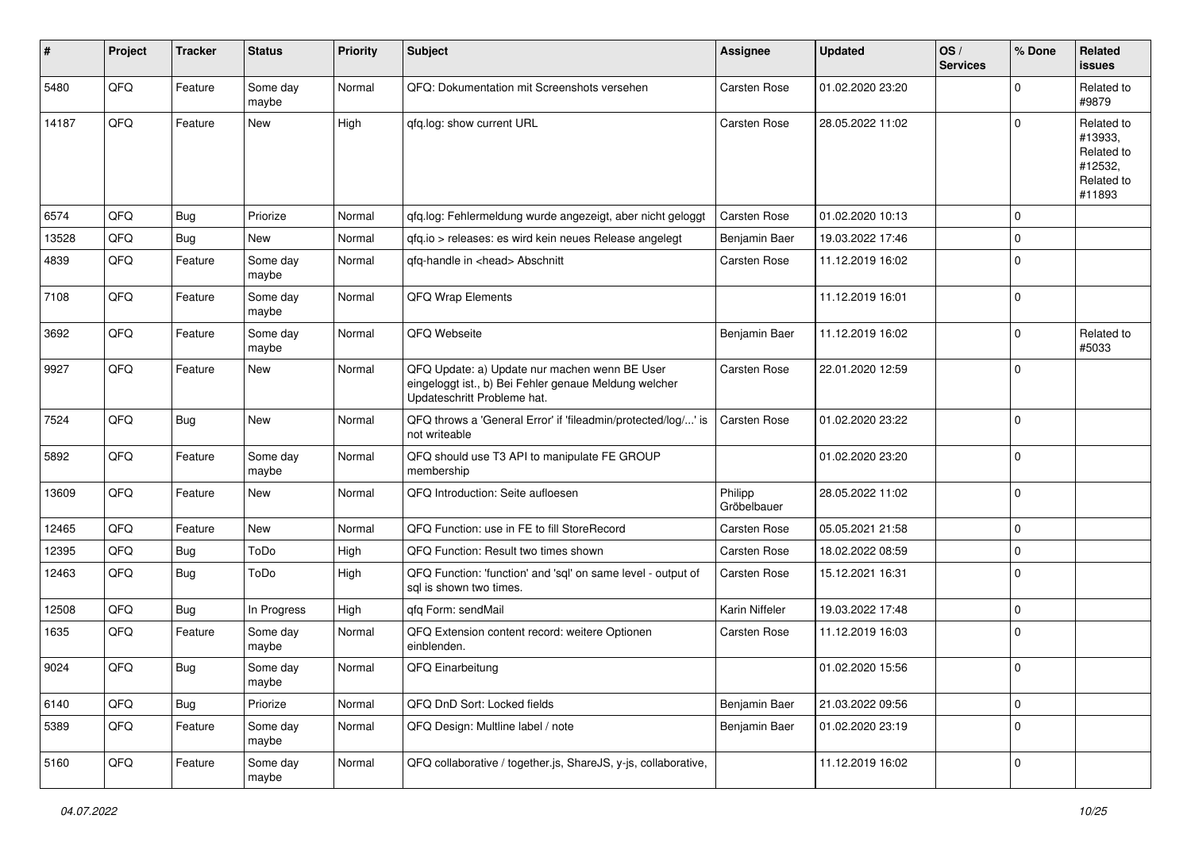| # | Project | Tracker | Status | Priority | Subject | Assignee | Updated | OS / Services | % Done | Related issues |
|---|---|---|---|---|---|---|---|---|---|---|
| 5480 | QFQ | Feature | Some day maybe | Normal | QFQ: Dokumentation mit Screenshots versehen | Carsten Rose | 01.02.2020 23:20 | | 0 | Related to #9879 |
| 14187 | QFQ | Feature | New | High | qfq.log: show current URL | Carsten Rose | 28.05.2022 11:02 | | 0 | Related to #13933, Related to #12532, Related to #11893 |
| 6574 | QFQ | Bug | Priorize | Normal | qfq.log: Fehlermeldung wurde angezeigt, aber nicht geloggt | Carsten Rose | 01.02.2020 10:13 | | 0 | |
| 13528 | QFQ | Bug | New | Normal | qfq.io > releases: es wird kein neues Release angelegt | Benjamin Baer | 19.03.2022 17:46 | | 0 | |
| 4839 | QFQ | Feature | Some day maybe | Normal | qfq-handle in <head> Abschnitt | Carsten Rose | 11.12.2019 16:02 | | 0 | |
| 7108 | QFQ | Feature | Some day maybe | Normal | QFQ Wrap Elements | | 11.12.2019 16:01 | | 0 | |
| 3692 | QFQ | Feature | Some day maybe | Normal | QFQ Webseite | Benjamin Baer | 11.12.2019 16:02 | | 0 | Related to #5033 |
| 9927 | QFQ | Feature | New | Normal | QFQ Update: a) Update nur machen wenn BE User eingeloggt ist., b) Bei Fehler genaue Meldung welcher Updateschritt Probleme hat. | Carsten Rose | 22.01.2020 12:59 | | 0 | |
| 7524 | QFQ | Bug | New | Normal | QFQ throws a 'General Error' if 'fileadmin/protected/log/...' is not writeable | Carsten Rose | 01.02.2020 23:22 | | 0 | |
| 5892 | QFQ | Feature | Some day maybe | Normal | QFQ should use T3 API to manipulate FE GROUP membership | | 01.02.2020 23:20 | | 0 | |
| 13609 | QFQ | Feature | New | Normal | QFQ Introduction: Seite aufloesen | Philipp Gröbelbauer | 28.05.2022 11:02 | | 0 | |
| 12465 | QFQ | Feature | New | Normal | QFQ Function: use in FE to fill StoreRecord | Carsten Rose | 05.05.2021 21:58 | | 0 | |
| 12395 | QFQ | Bug | ToDo | High | QFQ Function: Result two times shown | Carsten Rose | 18.02.2022 08:59 | | 0 | |
| 12463 | QFQ | Bug | ToDo | High | QFQ Function: 'function' and 'sql' on same level - output of sql is shown two times. | Carsten Rose | 15.12.2021 16:31 | | 0 | |
| 12508 | QFQ | Bug | In Progress | High | qfq Form: sendMail | Karin Niffeler | 19.03.2022 17:48 | | 0 | |
| 1635 | QFQ | Feature | Some day maybe | Normal | QFQ Extension content record: weitere Optionen einblenden. | Carsten Rose | 11.12.2019 16:03 | | 0 | |
| 9024 | QFQ | Bug | Some day maybe | Normal | QFQ Einarbeitung | | 01.02.2020 15:56 | | 0 | |
| 6140 | QFQ | Bug | Priorize | Normal | QFQ DnD Sort: Locked fields | Benjamin Baer | 21.03.2022 09:56 | | 0 | |
| 5389 | QFQ | Feature | Some day maybe | Normal | QFQ Design: Multline label / note | Benjamin Baer | 01.02.2020 23:19 | | 0 | |
| 5160 | QFQ | Feature | Some day maybe | Normal | QFQ collaborative / together.js, ShareJS, y-js, collaborative, | | 11.12.2019 16:02 | | 0 | |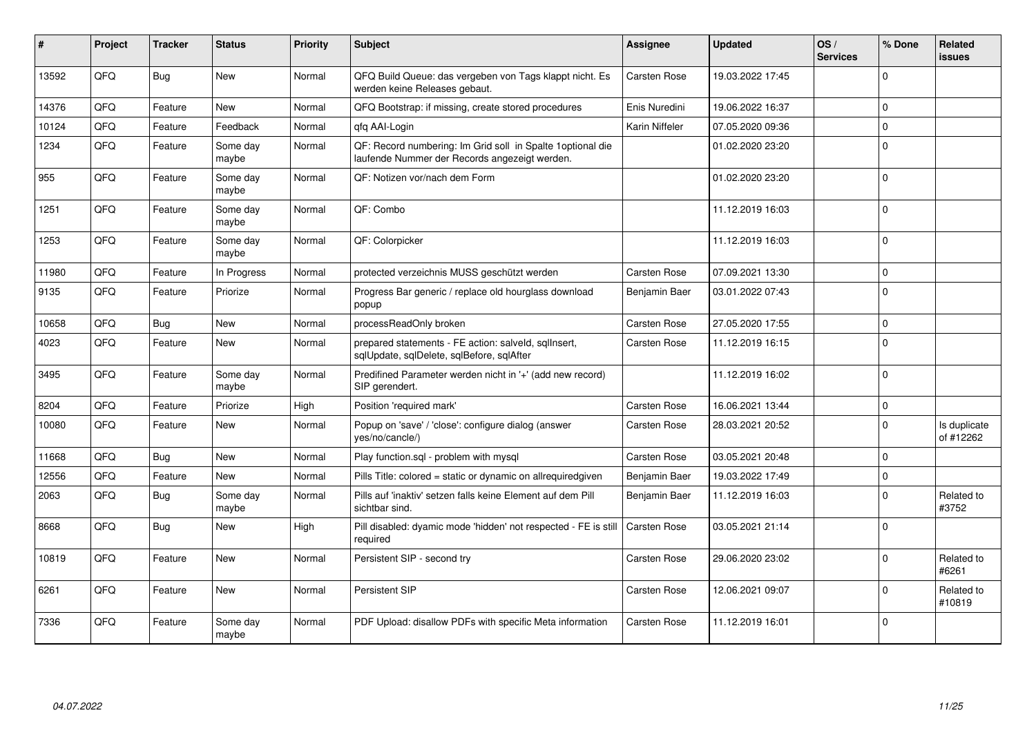| # | Project | Tracker | Status | Priority | Subject | Assignee | Updated | OS / Services | % Done | Related issues |
|---|---|---|---|---|---|---|---|---|---|---|
| 13592 | QFQ | Bug | New | Normal | QFQ Build Queue: das vergeben von Tags klappt nicht. Es werden keine Releases gebaut. | Carsten Rose | 19.03.2022 17:45 | | 0 | |
| 14376 | QFQ | Feature | New | Normal | QFQ Bootstrap: if missing, create stored procedures | Enis Nuredini | 19.06.2022 16:37 | | 0 | |
| 10124 | QFQ | Feature | Feedback | Normal | qfq AAI-Login | Karin Niffeler | 07.05.2020 09:36 | | 0 | |
| 1234 | QFQ | Feature | Some day maybe | Normal | QF: Record numbering: Im Grid soll in Spalte 1optional die laufende Nummer der Records angezeigt werden. | | 01.02.2020 23:20 | | 0 | |
| 955 | QFQ | Feature | Some day maybe | Normal | QF: Notizen vor/nach dem Form | | 01.02.2020 23:20 | | 0 | |
| 1251 | QFQ | Feature | Some day maybe | Normal | QF: Combo | | 11.12.2019 16:03 | | 0 | |
| 1253 | QFQ | Feature | Some day maybe | Normal | QF: Colorpicker | | 11.12.2019 16:03 | | 0 | |
| 11980 | QFQ | Feature | In Progress | Normal | protected verzeichnis MUSS geschützt werden | Carsten Rose | 07.09.2021 13:30 | | 0 | |
| 9135 | QFQ | Feature | Priorize | Normal | Progress Bar generic / replace old hourglass download popup | Benjamin Baer | 03.01.2022 07:43 | | 0 | |
| 10658 | QFQ | Bug | New | Normal | processReadOnly broken | Carsten Rose | 27.05.2020 17:55 | | 0 | |
| 4023 | QFQ | Feature | New | Normal | prepared statements - FE action: salveld, sqlInsert, sqlUpdate, sqlDelete, sqlBefore, sqlAfter | Carsten Rose | 11.12.2019 16:15 | | 0 | |
| 3495 | QFQ | Feature | Some day maybe | Normal | Predifined Parameter werden nicht in '+' (add new record) SIP gerendert. | | 11.12.2019 16:02 | | 0 | |
| 8204 | QFQ | Feature | Priorize | High | Position 'required mark' | Carsten Rose | 16.06.2021 13:44 | | 0 | |
| 10080 | QFQ | Feature | New | Normal | Popup on 'save' / 'close': configure dialog (answer yes/no/cancle/) | Carsten Rose | 28.03.2021 20:52 | | 0 | Is duplicate of #12262 |
| 11668 | QFQ | Bug | New | Normal | Play function.sql - problem with mysql | Carsten Rose | 03.05.2021 20:48 | | 0 | |
| 12556 | QFQ | Feature | New | Normal | Pills Title: colored = static or dynamic on allrequiredgiven | Benjamin Baer | 19.03.2022 17:49 | | 0 | |
| 2063 | QFQ | Bug | Some day maybe | Normal | Pills auf 'inaktiv' setzen falls keine Element auf dem Pill sichtbar sind. | Benjamin Baer | 11.12.2019 16:03 | | 0 | Related to #3752 |
| 8668 | QFQ | Bug | New | High | Pill disabled: dyamic mode 'hidden' not respected - FE is still required | Carsten Rose | 03.05.2021 21:14 | | 0 | |
| 10819 | QFQ | Feature | New | Normal | Persistent SIP - second try | Carsten Rose | 29.06.2020 23:02 | | 0 | Related to #6261 |
| 6261 | QFQ | Feature | New | Normal | Persistent SIP | Carsten Rose | 12.06.2021 09:07 | | 0 | Related to #10819 |
| 7336 | QFQ | Feature | Some day maybe | Normal | PDF Upload: disallow PDFs with specific Meta information | Carsten Rose | 11.12.2019 16:01 | | 0 | |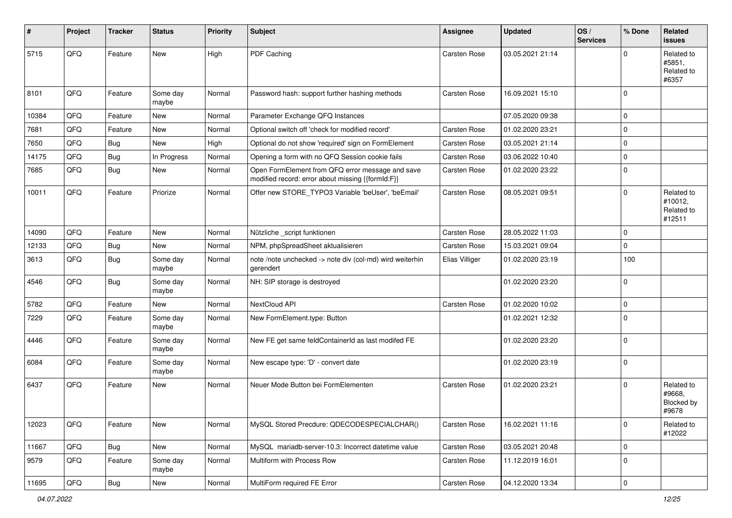| # | Project | Tracker | Status | Priority | Subject | Assignee | Updated | OS / Services | % Done | Related issues |
|---|---|---|---|---|---|---|---|---|---|---|
| 5715 | QFQ | Feature | New | High | PDF Caching | Carsten Rose | 03.05.2021 21:14 | | 0 | Related to #5851, Related to #6357 |
| 8101 | QFQ | Feature | Some day maybe | Normal | Password hash: support further hashing methods | Carsten Rose | 16.09.2021 15:10 | | 0 | |
| 10384 | QFQ | Feature | New | Normal | Parameter Exchange QFQ Instances | | 07.05.2020 09:38 | | 0 | |
| 7681 | QFQ | Feature | New | Normal | Optional switch off 'check for modified record' | Carsten Rose | 01.02.2020 23:21 | | 0 | |
| 7650 | QFQ | Bug | New | High | Optional do not show 'required' sign on FormElement | Carsten Rose | 03.05.2021 21:14 | | 0 | |
| 14175 | QFQ | Bug | In Progress | Normal | Opening a form with no QFQ Session cookie fails | Carsten Rose | 03.06.2022 10:40 | | 0 | |
| 7685 | QFQ | Bug | New | Normal | Open FormElement from QFQ error message and save modified record: error about missing {{formId:F}} | Carsten Rose | 01.02.2020 23:22 | | 0 | |
| 10011 | QFQ | Feature | Priorize | Normal | Offer new STORE_TYPO3 Variable 'beUser', 'beEmail' | Carsten Rose | 08.05.2021 09:51 | | 0 | Related to #10012, Related to #12511 |
| 14090 | QFQ | Feature | New | Normal | Nützliche _script funktionen | Carsten Rose | 28.05.2022 11:03 | | 0 | |
| 12133 | QFQ | Bug | New | Normal | NPM, phpSpreadSheet aktualisieren | Carsten Rose | 15.03.2021 09:04 | | 0 | |
| 3613 | QFQ | Bug | Some day maybe | Normal | note /note unchecked -> note div (col-md) wird weiterhin gerendert | Elias Villiger | 01.02.2020 23:19 | | 100 | |
| 4546 | QFQ | Bug | Some day maybe | Normal | NH: SIP storage is destroyed | | 01.02.2020 23:20 | | 0 | |
| 5782 | QFQ | Feature | New | Normal | NextCloud API | Carsten Rose | 01.02.2020 10:02 | | 0 | |
| 7229 | QFQ | Feature | Some day maybe | Normal | New FormElement.type: Button | | 01.02.2021 12:32 | | 0 | |
| 4446 | QFQ | Feature | Some day maybe | Normal | New FE get same feldContainerId as last modifed FE | | 01.02.2020 23:20 | | 0 | |
| 6084 | QFQ | Feature | Some day maybe | Normal | New escape type: 'D' - convert date | | 01.02.2020 23:19 | | 0 | |
| 6437 | QFQ | Feature | New | Normal | Neuer Mode Button bei FormElementen | Carsten Rose | 01.02.2020 23:21 | | 0 | Related to #9668, Blocked by #9678 |
| 12023 | QFQ | Feature | New | Normal | MySQL Stored Precdure: QDECODESPECIALCHAR() | Carsten Rose | 16.02.2021 11:16 | | 0 | Related to #12022 |
| 11667 | QFQ | Bug | New | Normal | MySQL mariadb-server-10.3: Incorrect datetime value | Carsten Rose | 03.05.2021 20:48 | | 0 | |
| 9579 | QFQ | Feature | Some day maybe | Normal | Multiform with Process Row | Carsten Rose | 11.12.2019 16:01 | | 0 | |
| 11695 | QFQ | Bug | New | Normal | MultiForm required FE Error | Carsten Rose | 04.12.2020 13:34 | | 0 | |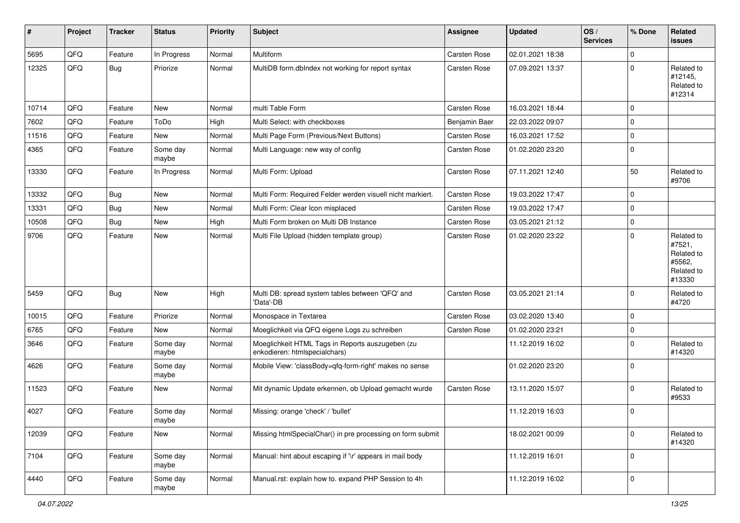| # | Project | Tracker | Status | Priority | Subject | Assignee | Updated | OS / Services | % Done | Related issues |
|---|---|---|---|---|---|---|---|---|---|---|
| 5695 | QFQ | Feature | In Progress | Normal | Multiform | Carsten Rose | 02.01.2021 18:38 | | 0 | |
| 12325 | QFQ | Bug | Priorize | Normal | MultiDB form.dbIndex not working for report syntax | Carsten Rose | 07.09.2021 13:37 | | 0 | Related to #12145, Related to #12314 |
| 10714 | QFQ | Feature | New | Normal | multi Table Form | Carsten Rose | 16.03.2021 18:44 | | 0 | |
| 7602 | QFQ | Feature | ToDo | High | Multi Select: with checkboxes | Benjamin Baer | 22.03.2022 09:07 | | 0 | |
| 11516 | QFQ | Feature | New | Normal | Multi Page Form (Previous/Next Buttons) | Carsten Rose | 16.03.2021 17:52 | | 0 | |
| 4365 | QFQ | Feature | Some day maybe | Normal | Multi Language: new way of config | Carsten Rose | 01.02.2020 23:20 | | 0 | |
| 13330 | QFQ | Feature | In Progress | Normal | Multi Form: Upload | Carsten Rose | 07.11.2021 12:40 | | 50 | Related to #9706 |
| 13332 | QFQ | Bug | New | Normal | Multi Form: Required Felder werden visuell nicht markiert. | Carsten Rose | 19.03.2022 17:47 | | 0 | |
| 13331 | QFQ | Bug | New | Normal | Multi Form: Clear Icon misplaced | Carsten Rose | 19.03.2022 17:47 | | 0 | |
| 10508 | QFQ | Bug | New | High | Multi Form broken on Multi DB Instance | Carsten Rose | 03.05.2021 21:12 | | 0 | |
| 9706 | QFQ | Feature | New | Normal | Multi File Upload (hidden template group) | Carsten Rose | 01.02.2020 23:22 | | 0 | Related to #7521, Related to #5562, Related to #13330 |
| 5459 | QFQ | Bug | New | High | Multi DB: spread system tables between 'QFQ' and 'Data'-DB | Carsten Rose | 03.05.2021 21:14 | | 0 | Related to #4720 |
| 10015 | QFQ | Feature | Priorize | Normal | Monospace in Textarea | Carsten Rose | 03.02.2020 13:40 | | 0 | |
| 6765 | QFQ | Feature | New | Normal | Moeglichkeit via QFQ eigene Logs zu schreiben | Carsten Rose | 01.02.2020 23:21 | | 0 | |
| 3646 | QFQ | Feature | Some day maybe | Normal | Moeglichkeit HTML Tags in Reports auszugeben (zu enkodieren: htmlspecialchars) | | 11.12.2019 16:02 | | 0 | Related to #14320 |
| 4626 | QFQ | Feature | Some day maybe | Normal | Mobile View: 'classBody=qfq-form-right' makes no sense | | 01.02.2020 23:20 | | 0 | |
| 11523 | QFQ | Feature | New | Normal | Mit dynamic Update erkennen, ob Upload gemacht wurde | Carsten Rose | 13.11.2020 15:07 | | 0 | Related to #9533 |
| 4027 | QFQ | Feature | Some day maybe | Normal | Missing: orange 'check' / 'bullet' | | 11.12.2019 16:03 | | 0 | |
| 12039 | QFQ | Feature | New | Normal | Missing htmlSpecialChar() in pre processing on form submit | | 18.02.2021 00:09 | | 0 | Related to #14320 |
| 7104 | QFQ | Feature | Some day maybe | Normal | Manual: hint about escaping if '\r' appears in mail body | | 11.12.2019 16:01 | | 0 | |
| 4440 | QFQ | Feature | Some day maybe | Normal | Manual.rst: explain how to. expand PHP Session to 4h | | 11.12.2019 16:02 | | 0 | |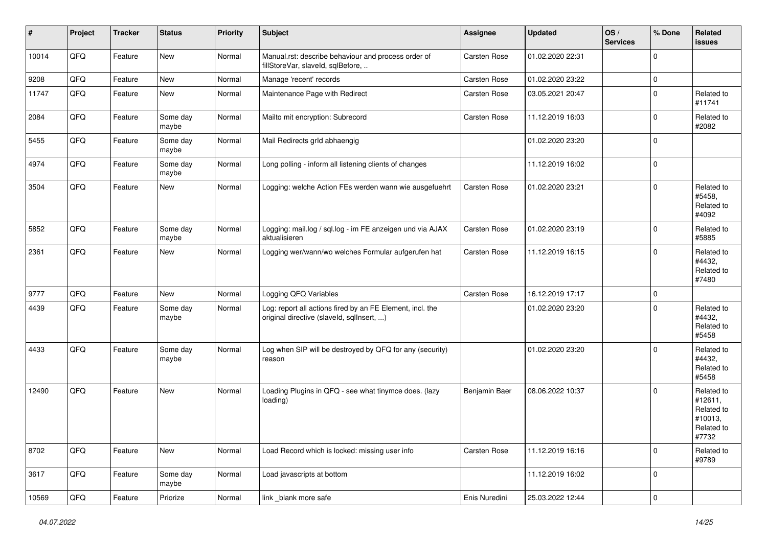| # | Project | Tracker | Status | Priority | Subject | Assignee | Updated | OS / Services | % Done | Related issues |
|---|---|---|---|---|---|---|---|---|---|---|
| 10014 | QFQ | Feature | New | Normal | Manual.rst: describe behaviour and process order of fillStoreVar, slaveId, sqlBefore, .. | Carsten Rose | 01.02.2020 22:31 | | 0 | |
| 9208 | QFQ | Feature | New | Normal | Manage 'recent' records | Carsten Rose | 01.02.2020 23:22 | | 0 | |
| 11747 | QFQ | Feature | New | Normal | Maintenance Page with Redirect | Carsten Rose | 03.05.2021 20:47 | | 0 | Related to #11741 |
| 2084 | QFQ | Feature | Some day maybe | Normal | Mailto mit encryption: Subrecord | Carsten Rose | 11.12.2019 16:03 | | 0 | Related to #2082 |
| 5455 | QFQ | Feature | Some day maybe | Normal | Mail Redirects grId abhaengig | | 01.02.2020 23:20 | | 0 | |
| 4974 | QFQ | Feature | Some day maybe | Normal | Long polling - inform all listening clients of changes | | 11.12.2019 16:02 | | 0 | |
| 3504 | QFQ | Feature | New | Normal | Logging: welche Action FEs werden wann wie ausgefuehrt | Carsten Rose | 01.02.2020 23:21 | | 0 | Related to #5458, Related to #4092 |
| 5852 | QFQ | Feature | Some day maybe | Normal | Logging: mail.log / sql.log - im FE anzeigen und via AJAX aktualisieren | Carsten Rose | 01.02.2020 23:19 | | 0 | Related to #5885 |
| 2361 | QFQ | Feature | New | Normal | Logging wer/wann/wo welches Formular aufgerufen hat | Carsten Rose | 11.12.2019 16:15 | | 0 | Related to #4432, Related to #7480 |
| 9777 | QFQ | Feature | New | Normal | Logging QFQ Variables | Carsten Rose | 16.12.2019 17:17 | | 0 | |
| 4439 | QFQ | Feature | Some day maybe | Normal | Log: report all actions fired by an FE Element, incl. the original directive (slaveId, sqlInsert, ...) | | 01.02.2020 23:20 | | 0 | Related to #4432, Related to #5458 |
| 4433 | QFQ | Feature | Some day maybe | Normal | Log when SIP will be destroyed by QFQ for any (security) reason | | 01.02.2020 23:20 | | 0 | Related to #4432, Related to #5458 |
| 12490 | QFQ | Feature | New | Normal | Loading Plugins in QFQ - see what tinymce does. (lazy loading) | Benjamin Baer | 08.06.2022 10:37 | | 0 | Related to #12611, Related to #10013, Related to #7732 |
| 8702 | QFQ | Feature | New | Normal | Load Record which is locked: missing user info | Carsten Rose | 11.12.2019 16:16 | | 0 | Related to #9789 |
| 3617 | QFQ | Feature | Some day maybe | Normal | Load javascripts at bottom | | 11.12.2019 16:02 | | 0 | |
| 10569 | QFQ | Feature | Priorize | Normal | link _blank more safe | Enis Nuredini | 25.03.2022 12:44 | | 0 | |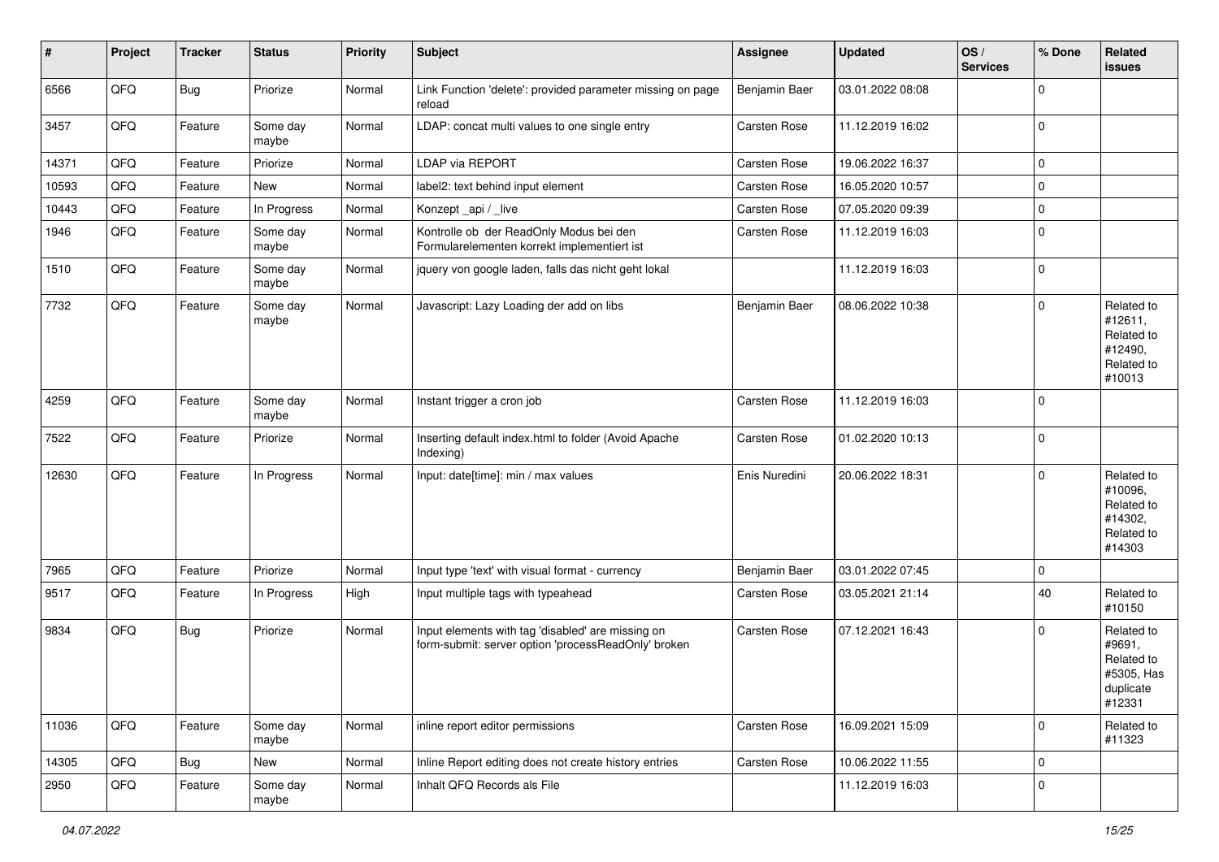| # | Project | Tracker | Status | Priority | Subject | Assignee | Updated | OS / Services | % Done | Related issues |
|---|---|---|---|---|---|---|---|---|---|---|
| 6566 | QFQ | Bug | Priorize | Normal | Link Function 'delete': provided parameter missing on page reload | Benjamin Baer | 03.01.2022 08:08 | | 0 | |
| 3457 | QFQ | Feature | Some day maybe | Normal | LDAP: concat multi values to one single entry | Carsten Rose | 11.12.2019 16:02 | | 0 | |
| 14371 | QFQ | Feature | Priorize | Normal | LDAP via REPORT | Carsten Rose | 19.06.2022 16:37 | | 0 | |
| 10593 | QFQ | Feature | New | Normal | label2: text behind input element | Carsten Rose | 16.05.2020 10:57 | | 0 | |
| 10443 | QFQ | Feature | In Progress | Normal | Konzept _api / _live | Carsten Rose | 07.05.2020 09:39 | | 0 | |
| 1946 | QFQ | Feature | Some day maybe | Normal | Kontrolle ob der ReadOnly Modus bei den Formularelementen korrekt implementiert ist | Carsten Rose | 11.12.2019 16:03 | | 0 | |
| 1510 | QFQ | Feature | Some day maybe | Normal | jquery von google laden, falls das nicht geht lokal | | 11.12.2019 16:03 | | 0 | |
| 7732 | QFQ | Feature | Some day maybe | Normal | Javascript: Lazy Loading der add on libs | Benjamin Baer | 08.06.2022 10:38 | | 0 | Related to #12611, Related to #12490, Related to #10013 |
| 4259 | QFQ | Feature | Some day maybe | Normal | Instant trigger a cron job | Carsten Rose | 11.12.2019 16:03 | | 0 | |
| 7522 | QFQ | Feature | Priorize | Normal | Inserting default index.html to folder (Avoid Apache Indexing) | Carsten Rose | 01.02.2020 10:13 | | 0 | |
| 12630 | QFQ | Feature | In Progress | Normal | Input: date[time]: min / max values | Enis Nuredini | 20.06.2022 18:31 | | 0 | Related to #10096, Related to #14302, Related to #14303 |
| 7965 | QFQ | Feature | Priorize | Normal | Input type 'text' with visual format - currency | Benjamin Baer | 03.01.2022 07:45 | | 0 | |
| 9517 | QFQ | Feature | In Progress | High | Input multiple tags with typeahead | Carsten Rose | 03.05.2021 21:14 | | 40 | Related to #10150 |
| 9834 | QFQ | Bug | Priorize | Normal | Input elements with tag 'disabled' are missing on form-submit: server option 'processReadOnly' broken | Carsten Rose | 07.12.2021 16:43 | | 0 | Related to #9691, Related to #5305, Has duplicate #12331 |
| 11036 | QFQ | Feature | Some day maybe | Normal | inline report editor permissions | Carsten Rose | 16.09.2021 15:09 | | 0 | Related to #11323 |
| 14305 | QFQ | Bug | New | Normal | Inline Report editing does not create history entries | Carsten Rose | 10.06.2022 11:55 | | 0 | |
| 2950 | QFQ | Feature | Some day maybe | Normal | Inhalt QFQ Records als File | | 11.12.2019 16:03 | | 0 | |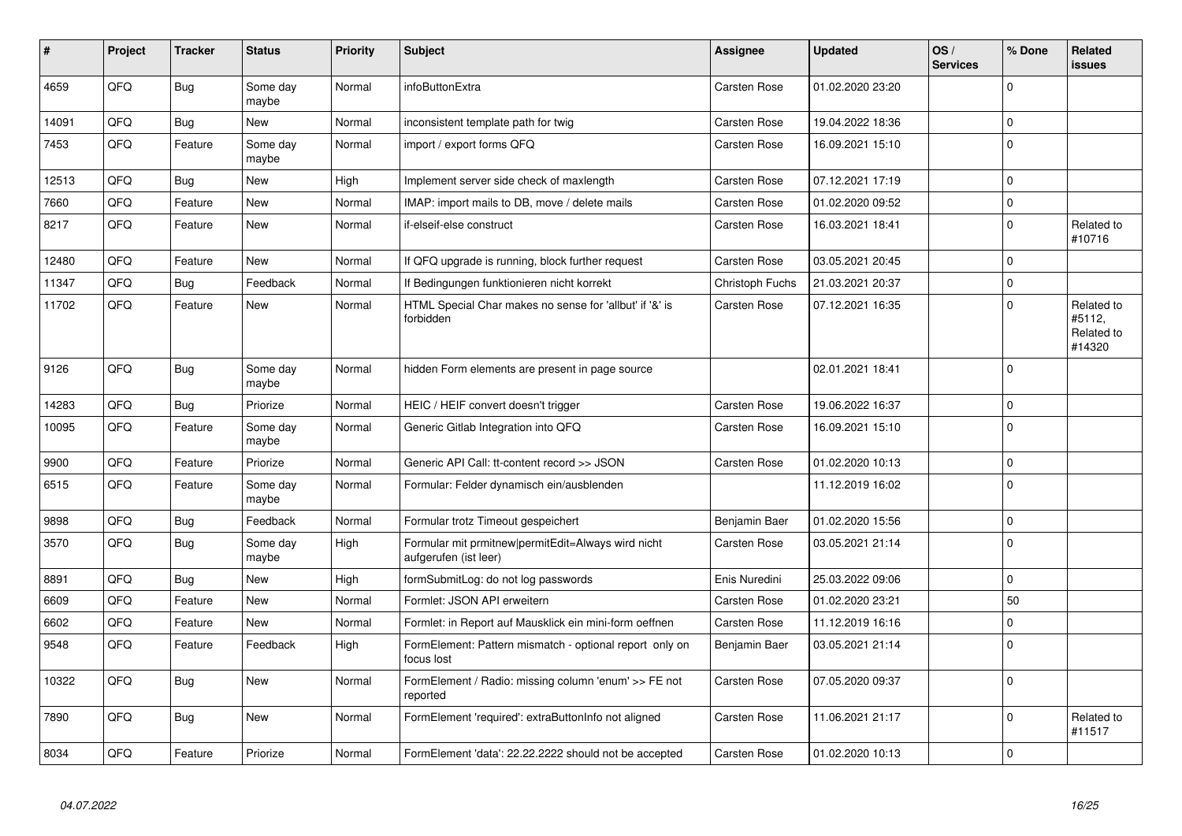| # | Project | Tracker | Status | Priority | Subject | Assignee | Updated | OS / Services | % Done | Related issues |
|---|---|---|---|---|---|---|---|---|---|---|
| 4659 | QFQ | Bug | Some day maybe | Normal | infoButtonExtra | Carsten Rose | 01.02.2020 23:20 | | 0 | |
| 14091 | QFQ | Bug | New | Normal | inconsistent template path for twig | Carsten Rose | 19.04.2022 18:36 | | 0 | |
| 7453 | QFQ | Feature | Some day maybe | Normal | import / export forms QFQ | Carsten Rose | 16.09.2021 15:10 | | 0 | |
| 12513 | QFQ | Bug | New | High | Implement server side check of maxlength | Carsten Rose | 07.12.2021 17:19 | | 0 | |
| 7660 | QFQ | Feature | New | Normal | IMAP: import mails to DB, move / delete mails | Carsten Rose | 01.02.2020 09:52 | | 0 | |
| 8217 | QFQ | Feature | New | Normal | if-elseif-else construct | Carsten Rose | 16.03.2021 18:41 | | 0 | Related to #10716 |
| 12480 | QFQ | Feature | New | Normal | If QFQ upgrade is running, block further request | Carsten Rose | 03.05.2021 20:45 | | 0 | |
| 11347 | QFQ | Bug | Feedback | Normal | If Bedingungen funktionieren nicht korrekt | Christoph Fuchs | 21.03.2021 20:37 | | 0 | |
| 11702 | QFQ | Feature | New | Normal | HTML Special Char makes no sense for 'allbut' if '&' is forbidden | Carsten Rose | 07.12.2021 16:35 | | 0 | Related to #5112, Related to #14320 |
| 9126 | QFQ | Bug | Some day maybe | Normal | hidden Form elements are present in page source | | 02.01.2021 18:41 | | 0 | |
| 14283 | QFQ | Bug | Priorize | Normal | HEIC / HEIF convert doesn't trigger | Carsten Rose | 19.06.2022 16:37 | | 0 | |
| 10095 | QFQ | Feature | Some day maybe | Normal | Generic Gitlab Integration into QFQ | Carsten Rose | 16.09.2021 15:10 | | 0 | |
| 9900 | QFQ | Feature | Priorize | Normal | Generic API Call: tt-content record >> JSON | Carsten Rose | 01.02.2020 10:13 | | 0 | |
| 6515 | QFQ | Feature | Some day maybe | Normal | Formular: Felder dynamisch ein/ausblenden | | 11.12.2019 16:02 | | 0 | |
| 9898 | QFQ | Bug | Feedback | Normal | Formular trotz Timeout gespeichert | Benjamin Baer | 01.02.2020 15:56 | | 0 | |
| 3570 | QFQ | Bug | Some day maybe | High | Formular mit prmitnew\|permitEdit=Always wird nicht aufgerufen (ist leer) | Carsten Rose | 03.05.2021 21:14 | | 0 | |
| 8891 | QFQ | Bug | New | High | formSubmitLog: do not log passwords | Enis Nuredini | 25.03.2022 09:06 | | 0 | |
| 6609 | QFQ | Feature | New | Normal | Formlet: JSON API erweitern | Carsten Rose | 01.02.2020 23:21 | | 50 | |
| 6602 | QFQ | Feature | New | Normal | Formlet: in Report auf Mausklick ein mini-form oeffnen | Carsten Rose | 11.12.2019 16:16 | | 0 | |
| 9548 | QFQ | Feature | Feedback | High | FormElement: Pattern mismatch - optional report only on focus lost | Benjamin Baer | 03.05.2021 21:14 | | 0 | |
| 10322 | QFQ | Bug | New | Normal | FormElement / Radio: missing column 'enum' >> FE not reported | Carsten Rose | 07.05.2020 09:37 | | 0 | |
| 7890 | QFQ | Bug | New | Normal | FormElement 'required': extraButtonInfo not aligned | Carsten Rose | 11.06.2021 21:17 | | 0 | Related to #11517 |
| 8034 | QFQ | Feature | Priorize | Normal | FormElement 'data': 22.22.2222 should not be accepted | Carsten Rose | 01.02.2020 10:13 | | 0 | |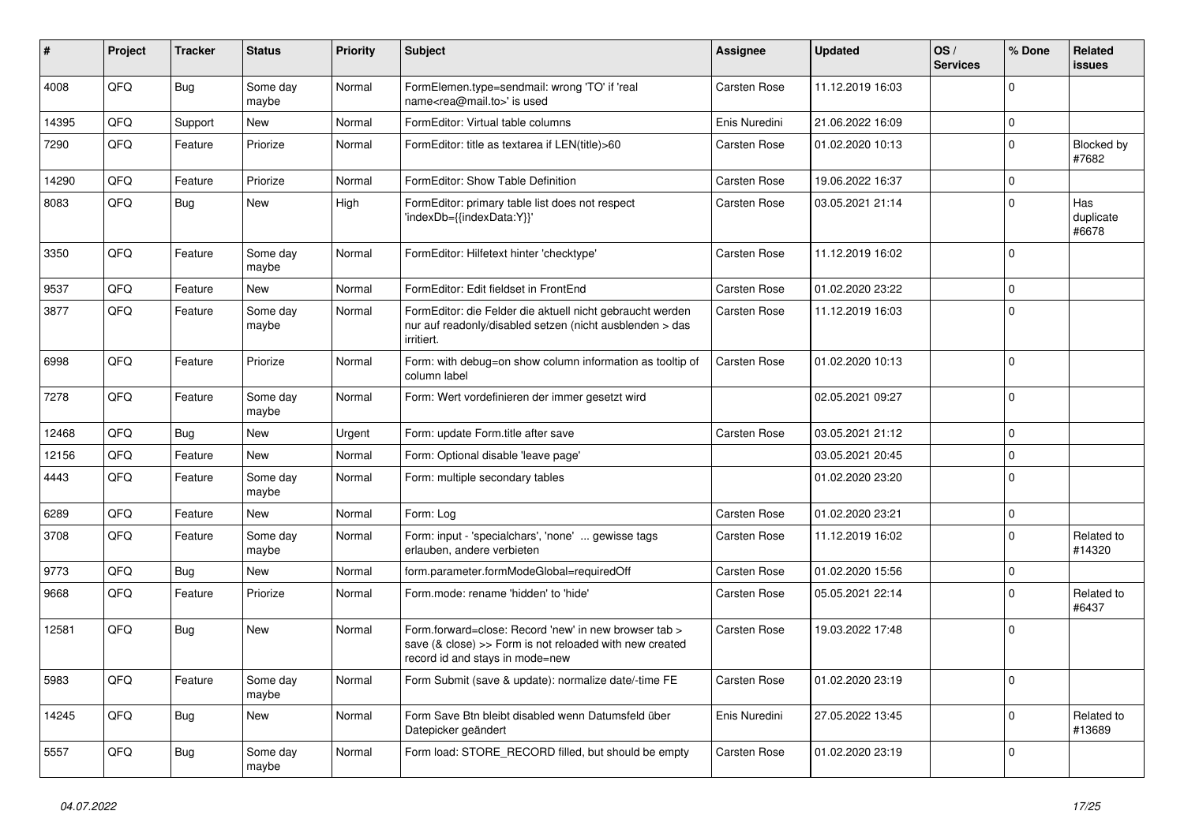| # | Project | Tracker | Status | Priority | Subject | Assignee | Updated | OS / Services | % Done | Related issues |
|---|---|---|---|---|---|---|---|---|---|---|
| 4008 | QFQ | Bug | Some day maybe | Normal | FormElemen.type=sendmail: wrong 'TO' if 'real name<rea@mail.to>' is used | Carsten Rose | 11.12.2019 16:03 | | 0 | |
| 14395 | QFQ | Support | New | Normal | FormEditor: Virtual table columns | Enis Nuredini | 21.06.2022 16:09 | | 0 | |
| 7290 | QFQ | Feature | Priorize | Normal | FormEditor: title as textarea if LEN(title)>60 | Carsten Rose | 01.02.2020 10:13 | | 0 | Blocked by #7682 |
| 14290 | QFQ | Feature | Priorize | Normal | FormEditor: Show Table Definition | Carsten Rose | 19.06.2022 16:37 | | 0 | |
| 8083 | QFQ | Bug | New | High | FormEditor: primary table list does not respect 'indexDb={{indexData:Y}}' | Carsten Rose | 03.05.2021 21:14 | | 0 | Has duplicate #6678 |
| 3350 | QFQ | Feature | Some day maybe | Normal | FormEditor: Hilfetext hinter 'checktype' | Carsten Rose | 11.12.2019 16:02 | | 0 | |
| 9537 | QFQ | Feature | New | Normal | FormEditor: Edit fieldset in FrontEnd | Carsten Rose | 01.02.2020 23:22 | | 0 | |
| 3877 | QFQ | Feature | Some day maybe | Normal | FormEditor: die Felder die aktuell nicht gebraucht werden nur auf readonly/disabled setzen (nicht ausblenden > das irritiert. | Carsten Rose | 11.12.2019 16:03 | | 0 | |
| 6998 | QFQ | Feature | Priorize | Normal | Form: with debug=on show column information as tooltip of column label | Carsten Rose | 01.02.2020 10:13 | | 0 | |
| 7278 | QFQ | Feature | Some day maybe | Normal | Form: Wert vordefinieren der immer gesetzt wird | | 02.05.2021 09:27 | | 0 | |
| 12468 | QFQ | Bug | New | Urgent | Form: update Form.title after save | Carsten Rose | 03.05.2021 21:12 | | 0 | |
| 12156 | QFQ | Feature | New | Normal | Form: Optional disable 'leave page' | | 03.05.2021 20:45 | | 0 | |
| 4443 | QFQ | Feature | Some day maybe | Normal | Form: multiple secondary tables | | 01.02.2020 23:20 | | 0 | |
| 6289 | QFQ | Feature | New | Normal | Form: Log | Carsten Rose | 01.02.2020 23:21 | | 0 | |
| 3708 | QFQ | Feature | Some day maybe | Normal | Form: input - 'specialchars', 'none' ... gewisse tags erlauben, andere verbieten | Carsten Rose | 11.12.2019 16:02 | | 0 | Related to #14320 |
| 9773 | QFQ | Bug | New | Normal | form.parameter.formModeGlobal=requiredOff | Carsten Rose | 01.02.2020 15:56 | | 0 | |
| 9668 | QFQ | Feature | Priorize | Normal | Form.mode: rename 'hidden' to 'hide' | Carsten Rose | 05.05.2021 22:14 | | 0 | Related to #6437 |
| 12581 | QFQ | Bug | New | Normal | Form.forward=close: Record 'new' in new browser tab > save (& close) >> Form is not reloaded with new created record id and stays in mode=new | Carsten Rose | 19.03.2022 17:48 | | 0 | |
| 5983 | QFQ | Feature | Some day maybe | Normal | Form Submit (save & update): normalize date/-time FE | Carsten Rose | 01.02.2020 23:19 | | 0 | |
| 14245 | QFQ | Bug | New | Normal | Form Save Btn bleibt disabled wenn Datumsfeld über Datepicker geändert | Enis Nuredini | 27.05.2022 13:45 | | 0 | Related to #13689 |
| 5557 | QFQ | Bug | Some day maybe | Normal | Form load: STORE_RECORD filled, but should be empty | Carsten Rose | 01.02.2020 23:19 | | 0 | |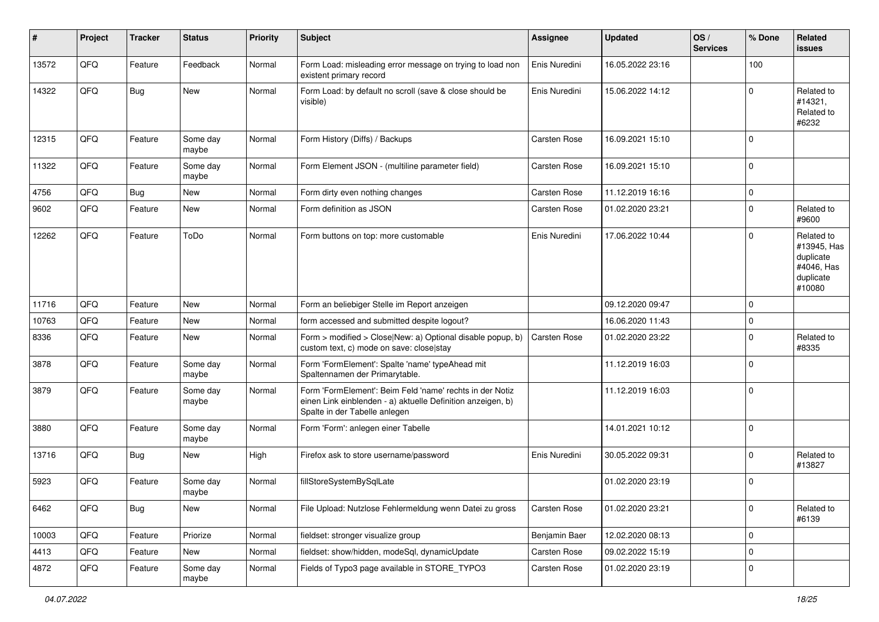| # | Project | Tracker | Status | Priority | Subject | Assignee | Updated | OS / Services | % Done | Related issues |
|---|---|---|---|---|---|---|---|---|---|---|
| 13572 | QFQ | Feature | Feedback | Normal | Form Load: misleading error message on trying to load non existent primary record | Enis Nuredini | 16.05.2022 23:16 | | 100 | |
| 14322 | QFQ | Bug | New | Normal | Form Load: by default no scroll (save & close should be visible) | Enis Nuredini | 15.06.2022 14:12 | | 0 | Related to #14321, Related to #6232 |
| 12315 | QFQ | Feature | Some day maybe | Normal | Form History (Diffs) / Backups | Carsten Rose | 16.09.2021 15:10 | | 0 | |
| 11322 | QFQ | Feature | Some day maybe | Normal | Form Element JSON - (multiline parameter field) | Carsten Rose | 16.09.2021 15:10 | | 0 | |
| 4756 | QFQ | Bug | New | Normal | Form dirty even nothing changes | Carsten Rose | 11.12.2019 16:16 | | 0 | |
| 9602 | QFQ | Feature | New | Normal | Form definition as JSON | Carsten Rose | 01.02.2020 23:21 | | 0 | Related to #9600 |
| 12262 | QFQ | Feature | ToDo | Normal | Form buttons on top: more customable | Enis Nuredini | 17.06.2022 10:44 | | 0 | Related to #13945, Has duplicate #4046, Has duplicate #10080 |
| 11716 | QFQ | Feature | New | Normal | Form an beliebiger Stelle im Report anzeigen | | 09.12.2020 09:47 | | 0 | |
| 10763 | QFQ | Feature | New | Normal | form accessed and submitted despite logout? | | 16.06.2020 11:43 | | 0 | |
| 8336 | QFQ | Feature | New | Normal | Form > modified > Close\|New: a) Optional disable popup, b) custom text, c) mode on save: close\|stay | Carsten Rose | 01.02.2020 23:22 | | 0 | Related to #8335 |
| 3878 | QFQ | Feature | Some day maybe | Normal | Form 'FormElement': Spalte 'name' typeAhead mit Spaltennamen der Primarytable. | | 11.12.2019 16:03 | | 0 | |
| 3879 | QFQ | Feature | Some day maybe | Normal | Form 'FormElement': Beim Feld 'name' rechts in der Notiz einen Link einblenden - a) aktuelle Definition anzeigen, b) Spalte in der Tabelle anlegen | | 11.12.2019 16:03 | | 0 | |
| 3880 | QFQ | Feature | Some day maybe | Normal | Form 'Form': anlegen einer Tabelle | | 14.01.2021 10:12 | | 0 | |
| 13716 | QFQ | Bug | New | High | Firefox ask to store username/password | Enis Nuredini | 30.05.2022 09:31 | | 0 | Related to #13827 |
| 5923 | QFQ | Feature | Some day maybe | Normal | fillStoreSystemBySqlLate | | 01.02.2020 23:19 | | 0 | |
| 6462 | QFQ | Bug | New | Normal | File Upload: Nutzlose Fehlermeldung wenn Datei zu gross | Carsten Rose | 01.02.2020 23:21 | | 0 | Related to #6139 |
| 10003 | QFQ | Feature | Priorize | Normal | fieldset: stronger visualize group | Benjamin Baer | 12.02.2020 08:13 | | 0 | |
| 4413 | QFQ | Feature | New | Normal | fieldset: show/hidden, modeSql, dynamicUpdate | Carsten Rose | 09.02.2022 15:19 | | 0 | |
| 4872 | QFQ | Feature | Some day maybe | Normal | Fields of Typo3 page available in STORE_TYPO3 | Carsten Rose | 01.02.2020 23:19 | | 0 | |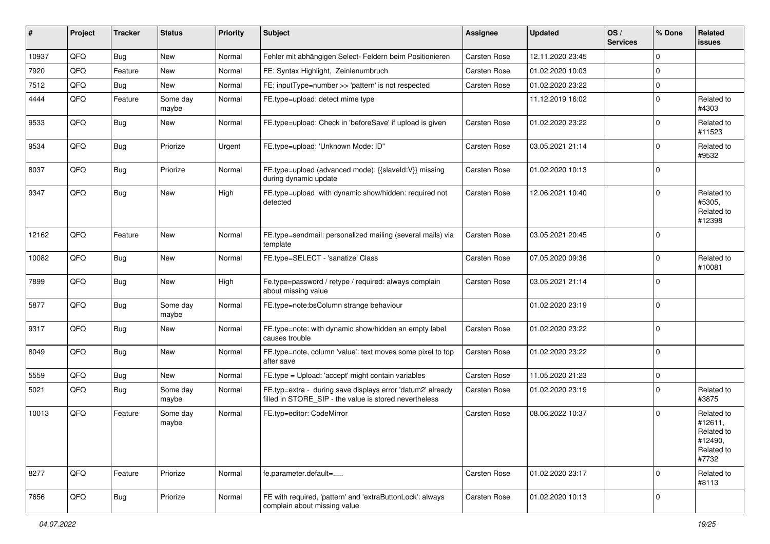| # | Project | Tracker | Status | Priority | Subject | Assignee | Updated | OS / Services | % Done | Related issues |
|---|---|---|---|---|---|---|---|---|---|---|
| 10937 | QFQ | Bug | New | Normal | Fehler mit abhängigen Select- Feldern beim Positionieren | Carsten Rose | 12.11.2020 23:45 | | 0 | |
| 7920 | QFQ | Feature | New | Normal | FE: Syntax Highlight, Zeilenumbruch | Carsten Rose | 01.02.2020 10:03 | | 0 | |
| 7512 | QFQ | Bug | New | Normal | FE: inputType=number >> 'pattern' is not respected | Carsten Rose | 01.02.2020 23:22 | | 0 | |
| 4444 | QFQ | Feature | Some day maybe | Normal | FE.type=upload: detect mime type | | 11.12.2019 16:02 | | 0 | Related to #4303 |
| 9533 | QFQ | Bug | New | Normal | FE.type=upload: Check in 'beforeSave' if upload is given | Carsten Rose | 01.02.2020 23:22 | | 0 | Related to #11523 |
| 9534 | QFQ | Bug | Priorize | Urgent | FE.type=upload: 'Unknown Mode: ID" | Carsten Rose | 03.05.2021 21:14 | | 0 | Related to #9532 |
| 8037 | QFQ | Bug | Priorize | Normal | FE.type=upload (advanced mode): {{slaveId:V}} missing during dynamic update | Carsten Rose | 01.02.2020 10:13 | | 0 | |
| 9347 | QFQ | Bug | New | High | FE.type=upload with dynamic show/hidden: required not detected | Carsten Rose | 12.06.2021 10:40 | | 0 | Related to #5305, Related to #12398 |
| 12162 | QFQ | Feature | New | Normal | FE.type=sendmail: personalized mailing (several mails) via template | Carsten Rose | 03.05.2021 20:45 | | 0 | |
| 10082 | QFQ | Bug | New | Normal | FE.type=SELECT - 'sanatize' Class | Carsten Rose | 07.05.2020 09:36 | | 0 | Related to #10081 |
| 7899 | QFQ | Bug | New | High | Fe.type=password / retype / required: always complain about missing value | Carsten Rose | 03.05.2021 21:14 | | 0 | |
| 5877 | QFQ | Bug | Some day maybe | Normal | FE.type=note:bsColumn strange behaviour | | 01.02.2020 23:19 | | 0 | |
| 9317 | QFQ | Bug | New | Normal | FE.type=note: with dynamic show/hidden an empty label causes trouble | Carsten Rose | 01.02.2020 23:22 | | 0 | |
| 8049 | QFQ | Bug | New | Normal | FE.type=note, column 'value': text moves some pixel to top after save | Carsten Rose | 01.02.2020 23:22 | | 0 | |
| 5559 | QFQ | Bug | New | Normal | FE.type = Upload: 'accept' might contain variables | Carsten Rose | 11.05.2020 21:23 | | 0 | |
| 5021 | QFQ | Bug | Some day maybe | Normal | FE.typ=extra - during save displays error 'datum2' already filled in STORE_SIP - the value is stored nevertheless | Carsten Rose | 01.02.2020 23:19 | | 0 | Related to #3875 |
| 10013 | QFQ | Feature | Some day maybe | Normal | FE.typ=editor: CodeMirror | Carsten Rose | 08.06.2022 10:37 | | 0 | Related to #12611, Related to #12490, Related to #7732 |
| 8277 | QFQ | Feature | Priorize | Normal | fe.parameter.default=..... | Carsten Rose | 01.02.2020 23:17 | | 0 | Related to #8113 |
| 7656 | QFQ | Bug | Priorize | Normal | FE with required, 'pattern' and 'extraButtonLock': always complain about missing value | Carsten Rose | 01.02.2020 10:13 | | 0 | |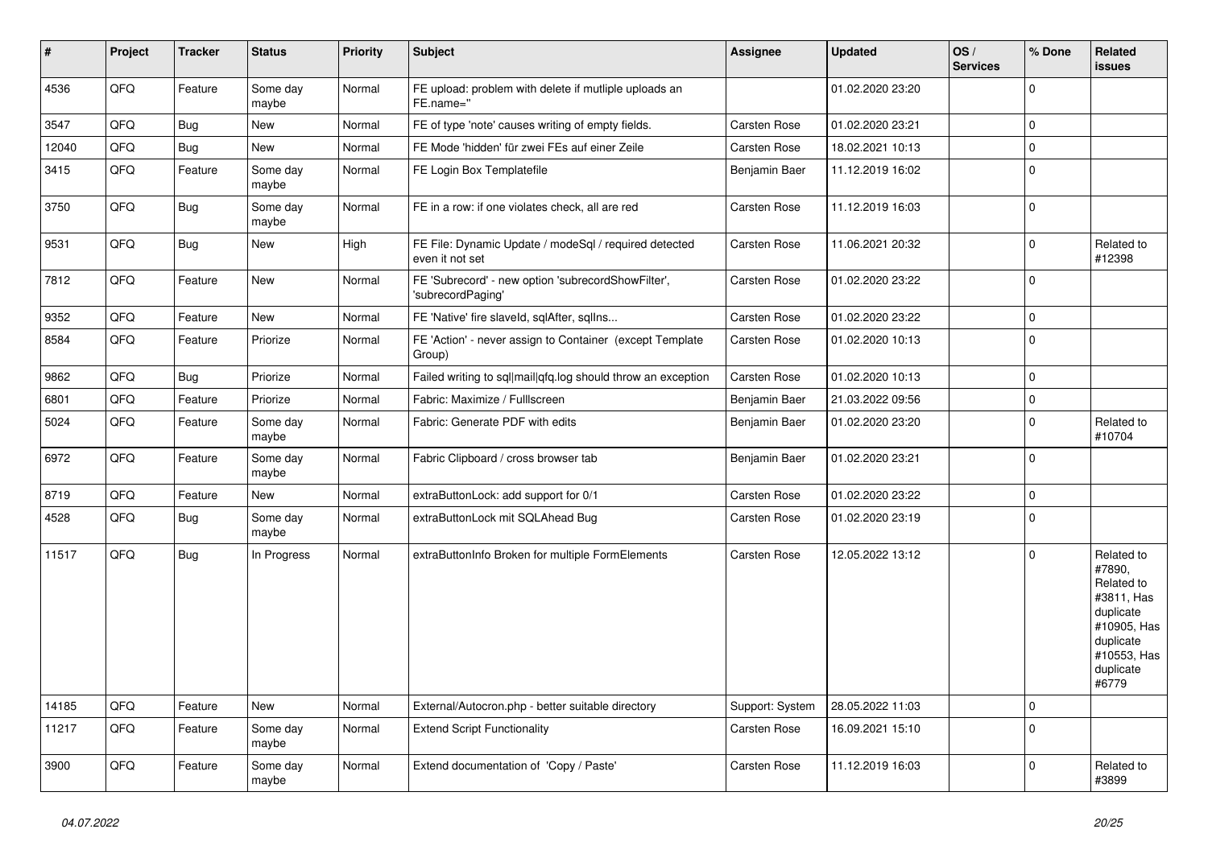| # | Project | Tracker | Status | Priority | Subject | Assignee | Updated | OS / Services | % Done | Related issues |
|---|---|---|---|---|---|---|---|---|---|---|
| 4536 | QFQ | Feature | Some day maybe | Normal | FE upload: problem with delete if mutliple uploads an FE.name=" | | 01.02.2020 23:20 | | 0 | |
| 3547 | QFQ | Bug | New | Normal | FE of type 'note' causes writing of empty fields. | Carsten Rose | 01.02.2020 23:21 | | 0 | |
| 12040 | QFQ | Bug | New | Normal | FE Mode 'hidden' für zwei FEs auf einer Zeile | Carsten Rose | 18.02.2021 10:13 | | 0 | |
| 3415 | QFQ | Feature | Some day maybe | Normal | FE Login Box Templatefile | Benjamin Baer | 11.12.2019 16:02 | | 0 | |
| 3750 | QFQ | Bug | Some day maybe | Normal | FE in a row: if one violates check, all are red | Carsten Rose | 11.12.2019 16:03 | | 0 | |
| 9531 | QFQ | Bug | New | High | FE File: Dynamic Update / modeSql / required detected even it not set | Carsten Rose | 11.06.2021 20:32 | | 0 | Related to #12398 |
| 7812 | QFQ | Feature | New | Normal | FE 'Subrecord' - new option 'subrecordShowFilter', 'subrecordPaging' | Carsten Rose | 01.02.2020 23:22 | | 0 | |
| 9352 | QFQ | Feature | New | Normal | FE 'Native' fire slaveId, sqlAfter, sqlIns... | Carsten Rose | 01.02.2020 23:22 | | 0 | |
| 8584 | QFQ | Feature | Priorize | Normal | FE 'Action' - never assign to Container (except Template Group) | Carsten Rose | 01.02.2020 10:13 | | 0 | |
| 9862 | QFQ | Bug | Priorize | Normal | Failed writing to sql\|mail\|qfq.log should throw an exception | Carsten Rose | 01.02.2020 10:13 | | 0 | |
| 6801 | QFQ | Feature | Priorize | Normal | Fabric: Maximize / Fulllscreen | Benjamin Baer | 21.03.2022 09:56 | | 0 | |
| 5024 | QFQ | Feature | Some day maybe | Normal | Fabric: Generate PDF with edits | Benjamin Baer | 01.02.2020 23:20 | | 0 | Related to #10704 |
| 6972 | QFQ | Feature | Some day maybe | Normal | Fabric Clipboard / cross browser tab | Benjamin Baer | 01.02.2020 23:21 | | 0 | |
| 8719 | QFQ | Feature | New | Normal | extraButtonLock: add support for 0/1 | Carsten Rose | 01.02.2020 23:22 | | 0 | |
| 4528 | QFQ | Bug | Some day maybe | Normal | extraButtonLock mit SQLAhead Bug | Carsten Rose | 01.02.2020 23:19 | | 0 | |
| 11517 | QFQ | Bug | In Progress | Normal | extraButtonInfo Broken for multiple FormElements | Carsten Rose | 12.05.2022 13:12 | | 0 | Related to #7890, Related to #3811, Has duplicate #10905, Has duplicate #10553, Has duplicate #6779 |
| 14185 | QFQ | Feature | New | Normal | External/Autocron.php - better suitable directory | Support: System | 28.05.2022 11:03 | | 0 | |
| 11217 | QFQ | Feature | Some day maybe | Normal | Extend Script Functionality | Carsten Rose | 16.09.2021 15:10 | | 0 | |
| 3900 | QFQ | Feature | Some day maybe | Normal | Extend documentation of 'Copy / Paste' | Carsten Rose | 11.12.2019 16:03 | | 0 | Related to #3899 |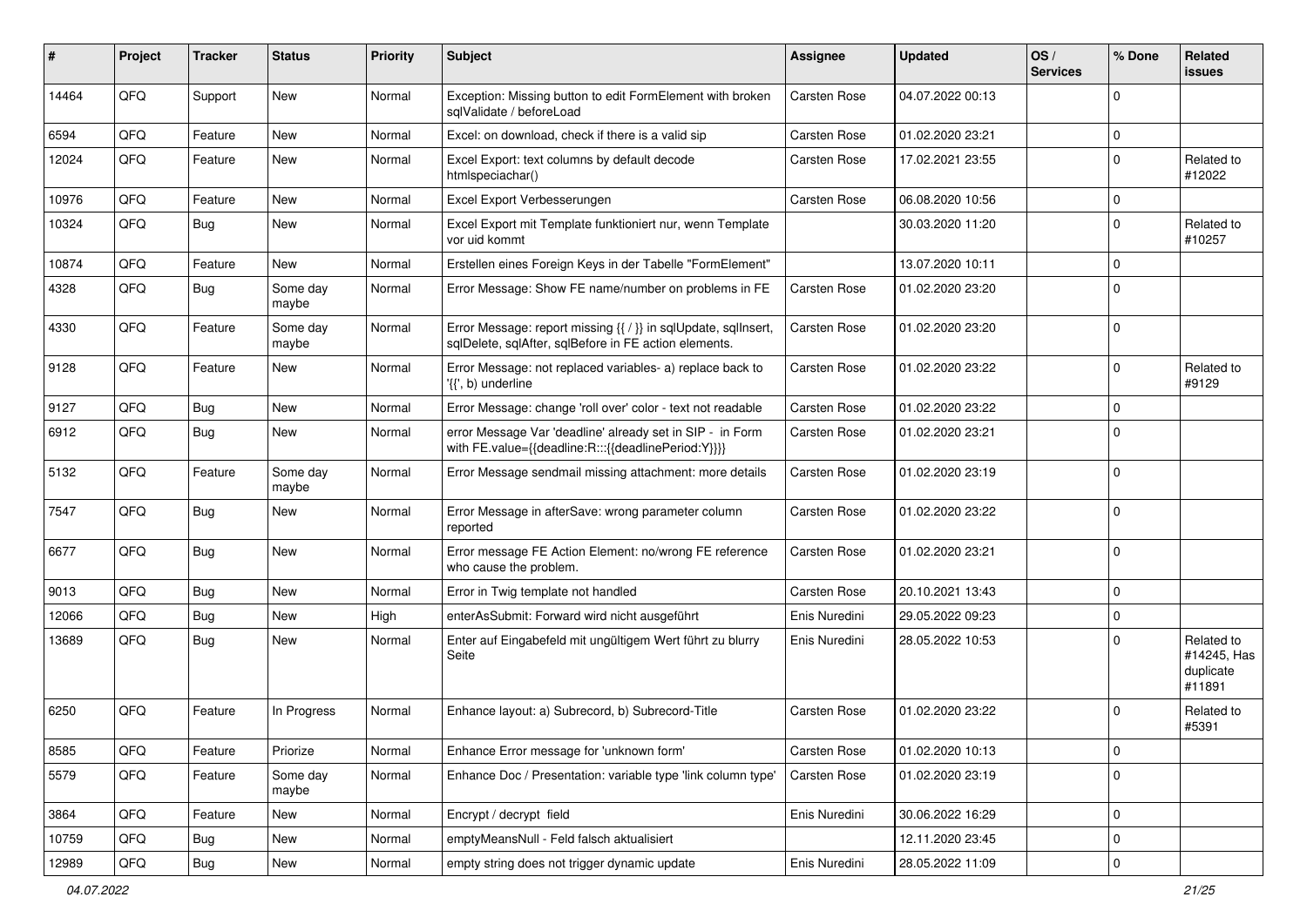| # | Project | Tracker | Status | Priority | Subject | Assignee | Updated | OS / Services | % Done | Related issues |
|---|---|---|---|---|---|---|---|---|---|---|
| 14464 | QFQ | Support | New | Normal | Exception: Missing button to edit FormElement with broken sqlValidate / beforeLoad | Carsten Rose | 04.07.2022 00:13 | | 0 | |
| 6594 | QFQ | Feature | New | Normal | Excel: on download, check if there is a valid sip | Carsten Rose | 01.02.2020 23:21 | | 0 | |
| 12024 | QFQ | Feature | New | Normal | Excel Export: text columns by default decode htmlspeciachar() | Carsten Rose | 17.02.2021 23:55 | | 0 | Related to #12022 |
| 10976 | QFQ | Feature | New | Normal | Excel Export Verbesserungen | Carsten Rose | 06.08.2020 10:56 | | 0 | |
| 10324 | QFQ | Bug | New | Normal | Excel Export mit Template funktioniert nur, wenn Template vor uid kommt | | 30.03.2020 11:20 | | 0 | Related to #10257 |
| 10874 | QFQ | Feature | New | Normal | Erstellen eines Foreign Keys in der Tabelle "FormElement" | | 13.07.2020 10:11 | | 0 | |
| 4328 | QFQ | Bug | Some day maybe | Normal | Error Message: Show FE name/number on problems in FE | Carsten Rose | 01.02.2020 23:20 | | 0 | |
| 4330 | QFQ | Feature | Some day maybe | Normal | Error Message: report missing {{ / }} in sqlUpdate, sqlInsert, sqlDelete, sqlAfter, sqlBefore in FE action elements. | Carsten Rose | 01.02.2020 23:20 | | 0 | |
| 9128 | QFQ | Feature | New | Normal | Error Message: not replaced variables- a) replace back to '{{', b) underline | Carsten Rose | 01.02.2020 23:22 | | 0 | Related to #9129 |
| 9127 | QFQ | Bug | New | Normal | Error Message: change 'roll over' color - text not readable | Carsten Rose | 01.02.2020 23:22 | | 0 | |
| 6912 | QFQ | Bug | New | Normal | error Message Var 'deadline' already set in SIP - in Form with FE.value={{deadline:R:::{{deadlinePeriod:Y}}}} | Carsten Rose | 01.02.2020 23:21 | | 0 | |
| 5132 | QFQ | Feature | Some day maybe | Normal | Error Message sendmail missing attachment: more details | Carsten Rose | 01.02.2020 23:19 | | 0 | |
| 7547 | QFQ | Bug | New | Normal | Error Message in afterSave: wrong parameter column reported | Carsten Rose | 01.02.2020 23:22 | | 0 | |
| 6677 | QFQ | Bug | New | Normal | Error message FE Action Element: no/wrong FE reference who cause the problem. | Carsten Rose | 01.02.2020 23:21 | | 0 | |
| 9013 | QFQ | Bug | New | Normal | Error in Twig template not handled | Carsten Rose | 20.10.2021 13:43 | | 0 | |
| 12066 | QFQ | Bug | New | High | enterAsSubmit: Forward wird nicht ausgeführt | Enis Nuredini | 29.05.2022 09:23 | | 0 | |
| 13689 | QFQ | Bug | New | Normal | Enter auf Eingabefeld mit ungültigem Wert führt zu blurry Seite | Enis Nuredini | 28.05.2022 10:53 | | 0 | Related to #14245, Has duplicate #11891 |
| 6250 | QFQ | Feature | In Progress | Normal | Enhance layout: a) Subrecord, b) Subrecord-Title | Carsten Rose | 01.02.2020 23:22 | | 0 | Related to #5391 |
| 8585 | QFQ | Feature | Priorize | Normal | Enhance Error message for 'unknown form' | Carsten Rose | 01.02.2020 10:13 | | 0 | |
| 5579 | QFQ | Feature | Some day maybe | Normal | Enhance Doc / Presentation: variable type 'link column type' | Carsten Rose | 01.02.2020 23:19 | | 0 | |
| 3864 | QFQ | Feature | New | Normal | Encrypt / decrypt field | Enis Nuredini | 30.06.2022 16:29 | | 0 | |
| 10759 | QFQ | Bug | New | Normal | emptyMeansNull - Feld falsch aktualisiert | | 12.11.2020 23:45 | | 0 | |
| 12989 | QFQ | Bug | New | Normal | empty string does not trigger dynamic update | Enis Nuredini | 28.05.2022 11:09 | | 0 | |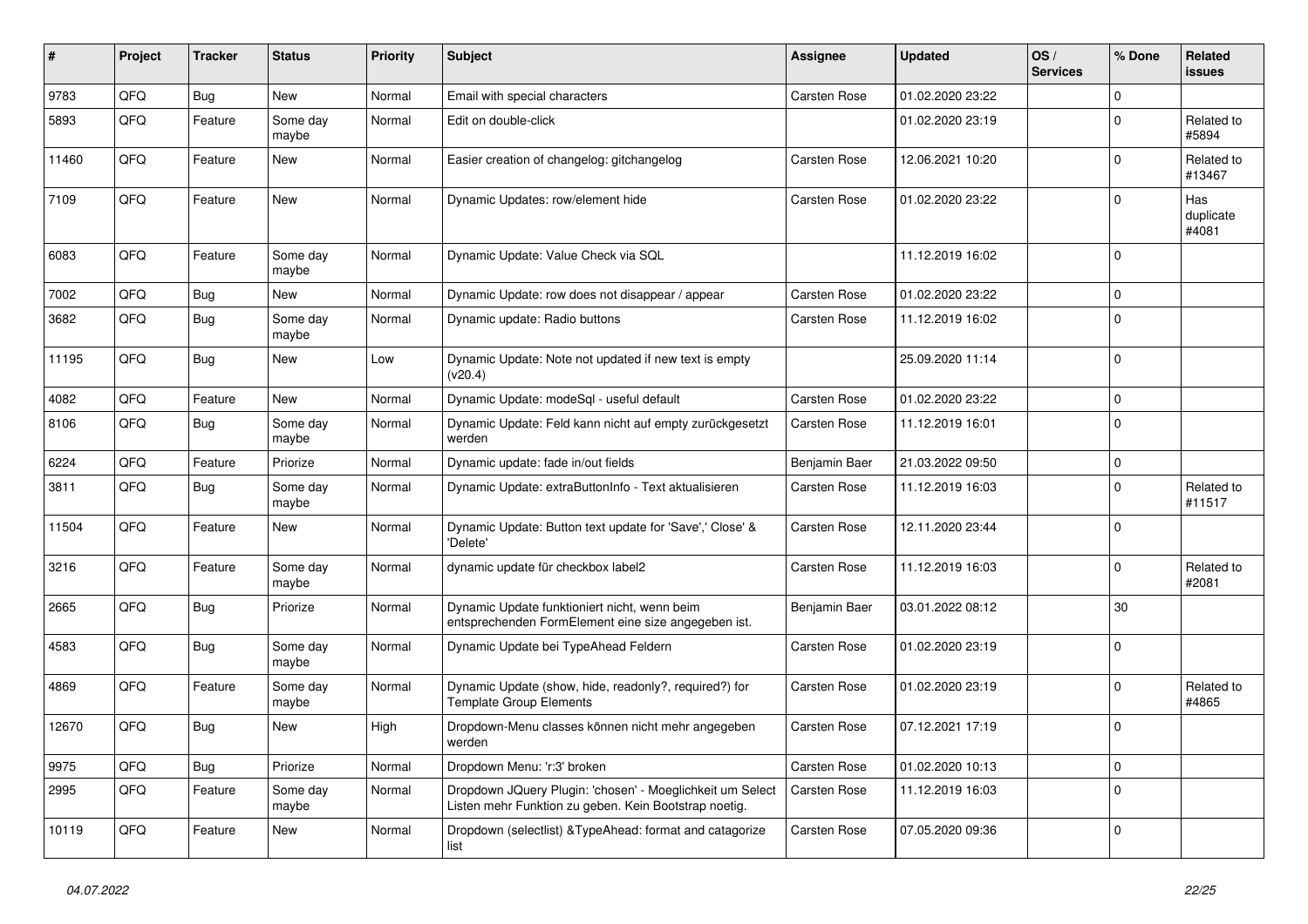| # | Project | Tracker | Status | Priority | Subject | Assignee | Updated | OS / Services | % Done | Related issues |
|---|---|---|---|---|---|---|---|---|---|---|
| 9783 | QFQ | Bug | New | Normal | Email with special characters | Carsten Rose | 01.02.2020 23:22 | | 0 | |
| 5893 | QFQ | Feature | Some day maybe | Normal | Edit on double-click | | 01.02.2020 23:19 | | 0 | Related to #5894 |
| 11460 | QFQ | Feature | New | Normal | Easier creation of changelog: gitchangelog | Carsten Rose | 12.06.2021 10:20 | | 0 | Related to #13467 |
| 7109 | QFQ | Feature | New | Normal | Dynamic Updates: row/element hide | Carsten Rose | 01.02.2020 23:22 | | 0 | Has duplicate #4081 |
| 6083 | QFQ | Feature | Some day maybe | Normal | Dynamic Update: Value Check via SQL | | 11.12.2019 16:02 | | 0 | |
| 7002 | QFQ | Bug | New | Normal | Dynamic Update: row does not disappear / appear | Carsten Rose | 01.02.2020 23:22 | | 0 | |
| 3682 | QFQ | Bug | Some day maybe | Normal | Dynamic update: Radio buttons | Carsten Rose | 11.12.2019 16:02 | | 0 | |
| 11195 | QFQ | Bug | New | Low | Dynamic Update: Note not updated if new text is empty (v20.4) | | 25.09.2020 11:14 | | 0 | |
| 4082 | QFQ | Feature | New | Normal | Dynamic Update: modeSql - useful default | Carsten Rose | 01.02.2020 23:22 | | 0 | |
| 8106 | QFQ | Bug | Some day maybe | Normal | Dynamic Update: Feld kann nicht auf empty zurückgesetzt werden | Carsten Rose | 11.12.2019 16:01 | | 0 | |
| 6224 | QFQ | Feature | Priorize | Normal | Dynamic update: fade in/out fields | Benjamin Baer | 21.03.2022 09:50 | | 0 | |
| 3811 | QFQ | Bug | Some day maybe | Normal | Dynamic Update: extraButtonInfo - Text aktualisieren | Carsten Rose | 11.12.2019 16:03 | | 0 | Related to #11517 |
| 11504 | QFQ | Feature | New | Normal | Dynamic Update: Button text update for 'Save',' Close' & 'Delete' | Carsten Rose | 12.11.2020 23:44 | | 0 | |
| 3216 | QFQ | Feature | Some day maybe | Normal | dynamic update für checkbox label2 | Carsten Rose | 11.12.2019 16:03 | | 0 | Related to #2081 |
| 2665 | QFQ | Bug | Priorize | Normal | Dynamic Update funktioniert nicht, wenn beim entsprechenden FormElement eine size angegeben ist. | Benjamin Baer | 03.01.2022 08:12 | | 30 | |
| 4583 | QFQ | Bug | Some day maybe | Normal | Dynamic Update bei TypeAhead Feldern | Carsten Rose | 01.02.2020 23:19 | | 0 | |
| 4869 | QFQ | Feature | Some day maybe | Normal | Dynamic Update (show, hide, readonly?, required?) for Template Group Elements | Carsten Rose | 01.02.2020 23:19 | | 0 | Related to #4865 |
| 12670 | QFQ | Bug | New | High | Dropdown-Menu classes können nicht mehr angegeben werden | Carsten Rose | 07.12.2021 17:19 | | 0 | |
| 9975 | QFQ | Bug | Priorize | Normal | Dropdown Menu: 'r:3' broken | Carsten Rose | 01.02.2020 10:13 | | 0 | |
| 2995 | QFQ | Feature | Some day maybe | Normal | Dropdown JQuery Plugin: 'chosen' - Moeglichkeit um Select Listen mehr Funktion zu geben. Kein Bootstrap noetig. | Carsten Rose | 11.12.2019 16:03 | | 0 | |
| 10119 | QFQ | Feature | New | Normal | Dropdown (selectlist) &TypeAhead: format and catagorize list | Carsten Rose | 07.05.2020 09:36 | | 0 | |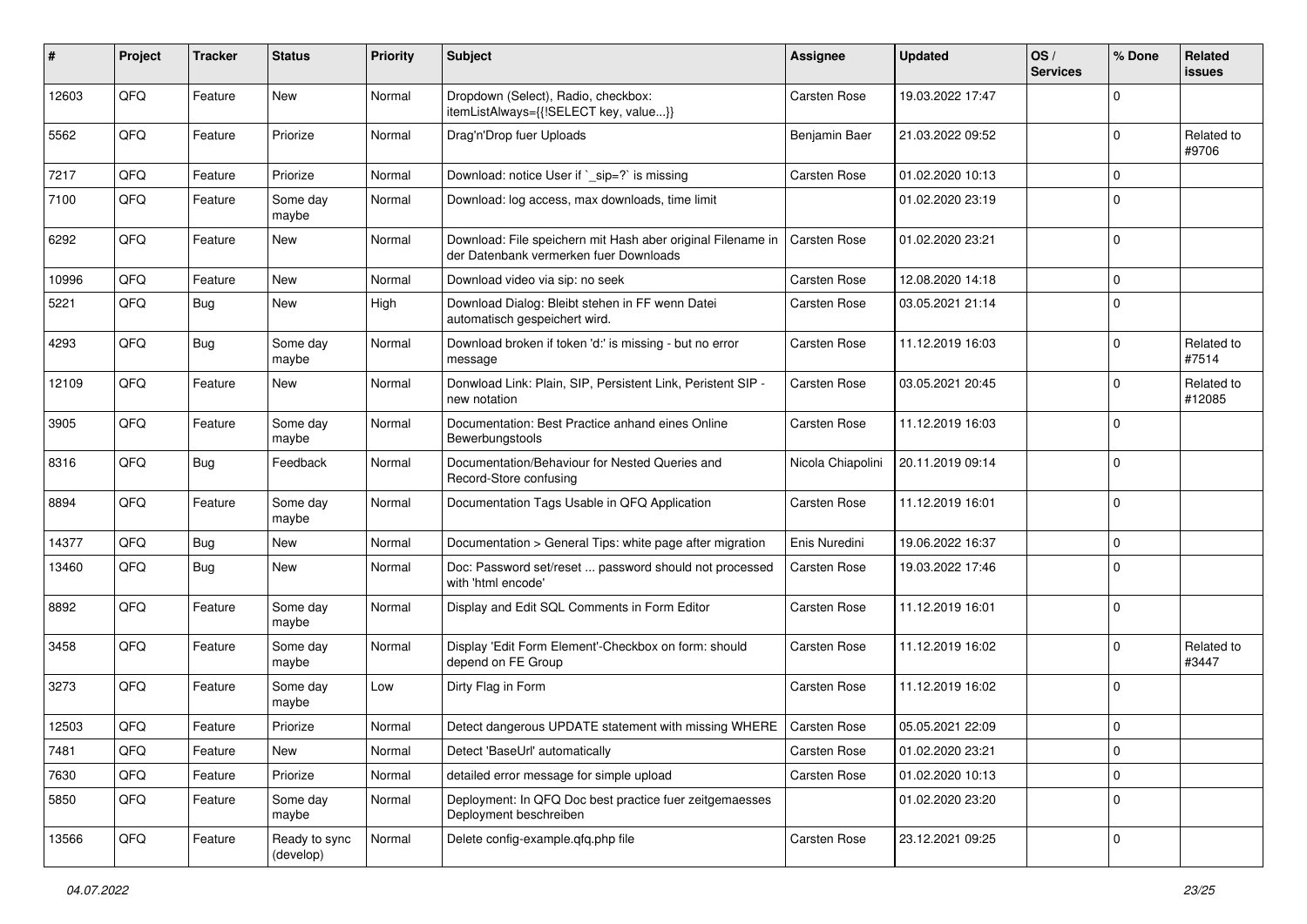| # | Project | Tracker | Status | Priority | Subject | Assignee | Updated | OS / Services | % Done | Related issues |
|---|---|---|---|---|---|---|---|---|---|---|
| 12603 | QFQ | Feature | New | Normal | Dropdown (Select), Radio, checkbox: itemListAlways={{!SELECT key, value...}} | Carsten Rose | 19.03.2022 17:47 | | 0 | |
| 5562 | QFQ | Feature | Priorize | Normal | Drag'n'Drop fuer Uploads | Benjamin Baer | 21.03.2022 09:52 | | 0 | Related to #9706 |
| 7217 | QFQ | Feature | Priorize | Normal | Download: notice User if `_sip=?` is missing | Carsten Rose | 01.02.2020 10:13 | | 0 | |
| 7100 | QFQ | Feature | Some day maybe | Normal | Download: log access, max downloads, time limit | | 01.02.2020 23:19 | | 0 | |
| 6292 | QFQ | Feature | New | Normal | Download: File speichern mit Hash aber original Filename in der Datenbank vermerken fuer Downloads | Carsten Rose | 01.02.2020 23:21 | | 0 | |
| 10996 | QFQ | Feature | New | Normal | Download video via sip: no seek | Carsten Rose | 12.08.2020 14:18 | | 0 | |
| 5221 | QFQ | Bug | New | High | Download Dialog: Bleibt stehen in FF wenn Datei automatisch gespeichert wird. | Carsten Rose | 03.05.2021 21:14 | | 0 | |
| 4293 | QFQ | Bug | Some day maybe | Normal | Download broken if token 'd:' is missing - but no error message | Carsten Rose | 11.12.2019 16:03 | | 0 | Related to #7514 |
| 12109 | QFQ | Feature | New | Normal | Donwload Link: Plain, SIP, Persistent Link, Peristent SIP - new notation | Carsten Rose | 03.05.2021 20:45 | | 0 | Related to #12085 |
| 3905 | QFQ | Feature | Some day maybe | Normal | Documentation: Best Practice anhand eines Online Bewerbungstools | Carsten Rose | 11.12.2019 16:03 | | 0 | |
| 8316 | QFQ | Bug | Feedback | Normal | Documentation/Behaviour for Nested Queries and Record-Store confusing | Nicola Chiapolini | 20.11.2019 09:14 | | 0 | |
| 8894 | QFQ | Feature | Some day maybe | Normal | Documentation Tags Usable in QFQ Application | Carsten Rose | 11.12.2019 16:01 | | 0 | |
| 14377 | QFQ | Bug | New | Normal | Documentation > General Tips: white page after migration | Enis Nuredini | 19.06.2022 16:37 | | 0 | |
| 13460 | QFQ | Bug | New | Normal | Doc: Password set/reset ... password should not processed with 'html encode' | Carsten Rose | 19.03.2022 17:46 | | 0 | |
| 8892 | QFQ | Feature | Some day maybe | Normal | Display and Edit SQL Comments in Form Editor | Carsten Rose | 11.12.2019 16:01 | | 0 | |
| 3458 | QFQ | Feature | Some day maybe | Normal | Display 'Edit Form Element'-Checkbox on form: should depend on FE Group | Carsten Rose | 11.12.2019 16:02 | | 0 | Related to #3447 |
| 3273 | QFQ | Feature | Some day maybe | Low | Dirty Flag in Form | Carsten Rose | 11.12.2019 16:02 | | 0 | |
| 12503 | QFQ | Feature | Priorize | Normal | Detect dangerous UPDATE statement with missing WHERE | Carsten Rose | 05.05.2021 22:09 | | 0 | |
| 7481 | QFQ | Feature | New | Normal | Detect 'BaseUrl' automatically | Carsten Rose | 01.02.2020 23:21 | | 0 | |
| 7630 | QFQ | Feature | Priorize | Normal | detailed error message for simple upload | Carsten Rose | 01.02.2020 10:13 | | 0 | |
| 5850 | QFQ | Feature | Some day maybe | Normal | Deployment: In QFQ Doc best practice fuer zeitgemaesses Deployment beschreiben | | 01.02.2020 23:20 | | 0 | |
| 13566 | QFQ | Feature | Ready to sync (develop) | Normal | Delete config-example.qfq.php file | Carsten Rose | 23.12.2021 09:25 | | 0 | |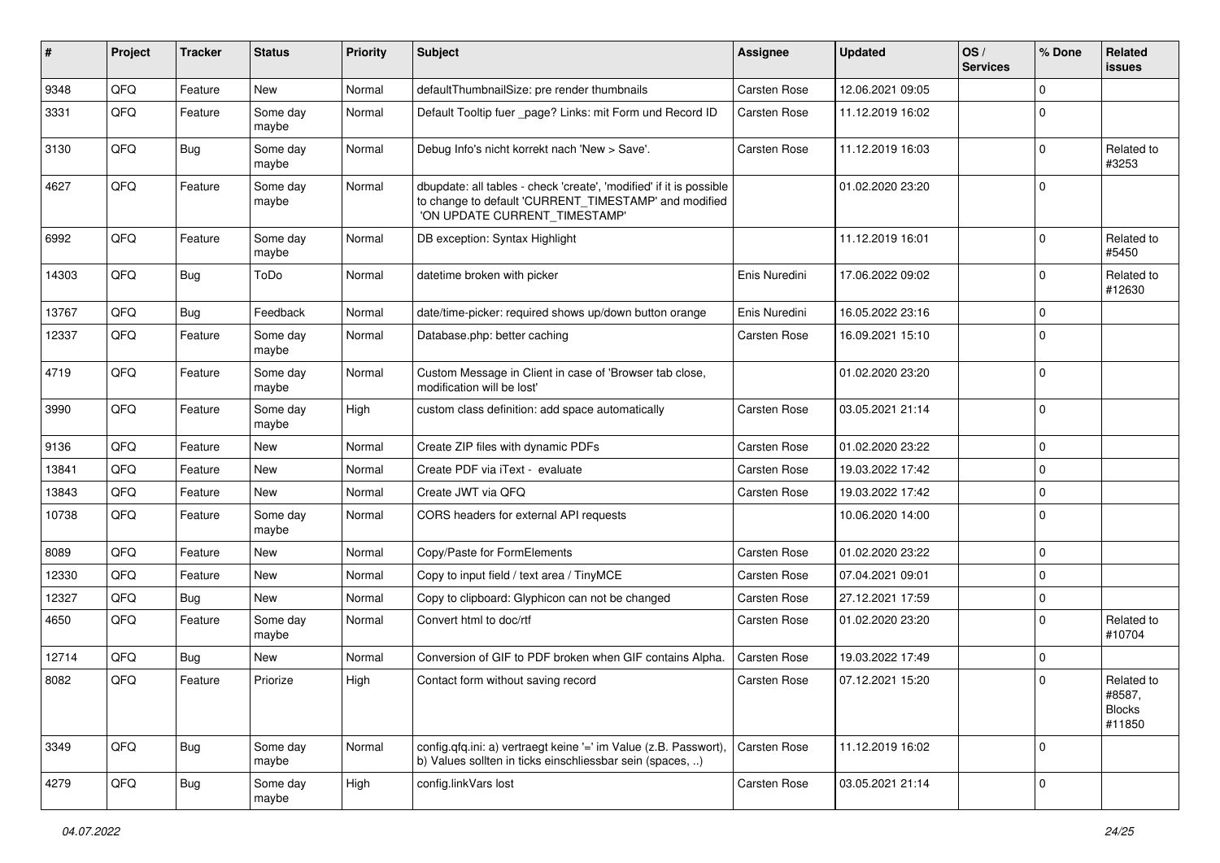| # | Project | Tracker | Status | Priority | Subject | Assignee | Updated | OS / Services | % Done | Related issues |
|---|---|---|---|---|---|---|---|---|---|---|
| 9348 | QFQ | Feature | New | Normal | defaultThumbnailSize: pre render thumbnails | Carsten Rose | 12.06.2021 09:05 | | 0 | |
| 3331 | QFQ | Feature | Some day maybe | Normal | Default Tooltip fuer _page? Links: mit Form und Record ID | Carsten Rose | 11.12.2019 16:02 | | 0 | |
| 3130 | QFQ | Bug | Some day maybe | Normal | Debug Info's nicht korrekt nach 'New > Save'. | Carsten Rose | 11.12.2019 16:03 | | 0 | Related to #3253 |
| 4627 | QFQ | Feature | Some day maybe | Normal | dbupdate: all tables - check 'create', 'modified' if it is possible to change to default 'CURRENT_TIMESTAMP' and modified 'ON UPDATE CURRENT_TIMESTAMP' | | 01.02.2020 23:20 | | 0 | |
| 6992 | QFQ | Feature | Some day maybe | Normal | DB exception: Syntax Highlight | | 11.12.2019 16:01 | | 0 | Related to #5450 |
| 14303 | QFQ | Bug | ToDo | Normal | datetime broken with picker | Enis Nuredini | 17.06.2022 09:02 | | 0 | Related to #12630 |
| 13767 | QFQ | Bug | Feedback | Normal | date/time-picker: required shows up/down button orange | Enis Nuredini | 16.05.2022 23:16 | | 0 | |
| 12337 | QFQ | Feature | Some day maybe | Normal | Database.php: better caching | Carsten Rose | 16.09.2021 15:10 | | 0 | |
| 4719 | QFQ | Feature | Some day maybe | Normal | Custom Message in Client in case of 'Browser tab close, modification will be lost' | | 01.02.2020 23:20 | | 0 | |
| 3990 | QFQ | Feature | Some day maybe | High | custom class definition: add space automatically | Carsten Rose | 03.05.2021 21:14 | | 0 | |
| 9136 | QFQ | Feature | New | Normal | Create ZIP files with dynamic PDFs | Carsten Rose | 01.02.2020 23:22 | | 0 | |
| 13841 | QFQ | Feature | New | Normal | Create PDF via iText - evaluate | Carsten Rose | 19.03.2022 17:42 | | 0 | |
| 13843 | QFQ | Feature | New | Normal | Create JWT via QFQ | Carsten Rose | 19.03.2022 17:42 | | 0 | |
| 10738 | QFQ | Feature | Some day maybe | Normal | CORS headers for external API requests | | 10.06.2020 14:00 | | 0 | |
| 8089 | QFQ | Feature | New | Normal | Copy/Paste for FormElements | Carsten Rose | 01.02.2020 23:22 | | 0 | |
| 12330 | QFQ | Feature | New | Normal | Copy to input field / text area / TinyMCE | Carsten Rose | 07.04.2021 09:01 | | 0 | |
| 12327 | QFQ | Bug | New | Normal | Copy to clipboard: Glyphicon can not be changed | Carsten Rose | 27.12.2021 17:59 | | 0 | |
| 4650 | QFQ | Feature | Some day maybe | Normal | Convert html to doc/rtf | Carsten Rose | 01.02.2020 23:20 | | 0 | Related to #10704 |
| 12714 | QFQ | Bug | New | Normal | Conversion of GIF to PDF broken when GIF contains Alpha. | Carsten Rose | 19.03.2022 17:49 | | 0 | |
| 8082 | QFQ | Feature | Priorize | High | Contact form without saving record | Carsten Rose | 07.12.2021 15:20 | | 0 | Related to #8587, Blocks #11850 |
| 3349 | QFQ | Bug | Some day maybe | Normal | config.qfq.ini: a) vertraegt keine '=' im Value (z.B. Passwort), b) Values sollten in ticks einschliessbar sein (spaces, ..) | Carsten Rose | 11.12.2019 16:02 | | 0 | |
| 4279 | QFQ | Bug | Some day maybe | High | config.linkVars lost | Carsten Rose | 03.05.2021 21:14 | | 0 | |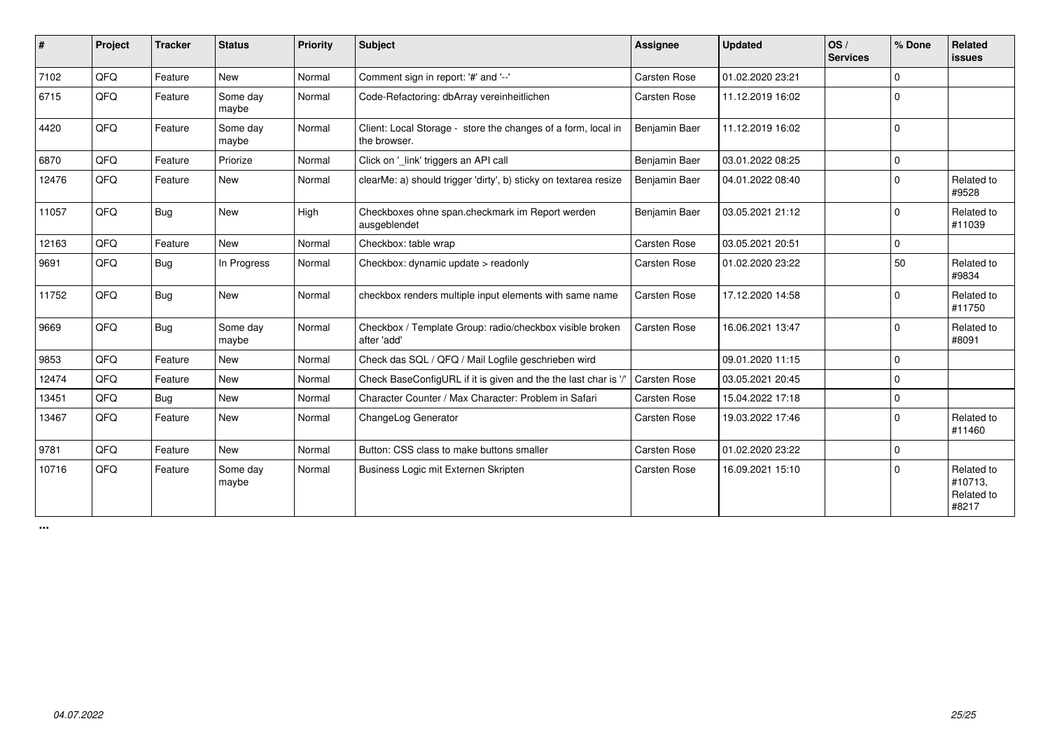| # | Project | Tracker | Status | Priority | Subject | Assignee | Updated | OS / Services | % Done | Related issues |
|---|---|---|---|---|---|---|---|---|---|---|
| 7102 | QFQ | Feature | New | Normal | Comment sign in report: '#' and '--' | Carsten Rose | 01.02.2020 23:21 | | 0 | |
| 6715 | QFQ | Feature | Some day maybe | Normal | Code-Refactoring: dbArray vereinheitlichen | Carsten Rose | 11.12.2019 16:02 | | 0 | |
| 4420 | QFQ | Feature | Some day maybe | Normal | Client: Local Storage - store the changes of a form, local in the browser. | Benjamin Baer | 11.12.2019 16:02 | | 0 | |
| 6870 | QFQ | Feature | Priorize | Normal | Click on '_link' triggers an API call | Benjamin Baer | 03.01.2022 08:25 | | 0 | |
| 12476 | QFQ | Feature | New | Normal | clearMe: a) should trigger 'dirty', b) sticky on textarea resize | Benjamin Baer | 04.01.2022 08:40 | | 0 | Related to #9528 |
| 11057 | QFQ | Bug | New | High | Checkboxes ohne span.checkmark im Report werden ausgeblendet | Benjamin Baer | 03.05.2021 21:12 | | 0 | Related to #11039 |
| 12163 | QFQ | Feature | New | Normal | Checkbox: table wrap | Carsten Rose | 03.05.2021 20:51 | | 0 | |
| 9691 | QFQ | Bug | In Progress | Normal | Checkbox: dynamic update > readonly | Carsten Rose | 01.02.2020 23:22 | | 50 | Related to #9834 |
| 11752 | QFQ | Bug | New | Normal | checkbox renders multiple input elements with same name | Carsten Rose | 17.12.2020 14:58 | | 0 | Related to #11750 |
| 9669 | QFQ | Bug | Some day maybe | Normal | Checkbox / Template Group: radio/checkbox visible broken after 'add' | Carsten Rose | 16.06.2021 13:47 | | 0 | Related to #8091 |
| 9853 | QFQ | Feature | New | Normal | Check das SQL / QFQ / Mail Logfile geschrieben wird | | 09.01.2020 11:15 | | 0 | |
| 12474 | QFQ | Feature | New | Normal | Check BaseConfigURL if it is given and the the last char is '/' | Carsten Rose | 03.05.2021 20:45 | | 0 | |
| 13451 | QFQ | Bug | New | Normal | Character Counter / Max Character: Problem in Safari | Carsten Rose | 15.04.2022 17:18 | | 0 | |
| 13467 | QFQ | Feature | New | Normal | ChangeLog Generator | Carsten Rose | 19.03.2022 17:46 | | 0 | Related to #11460 |
| 9781 | QFQ | Feature | New | Normal | Button: CSS class to make buttons smaller | Carsten Rose | 01.02.2020 23:22 | | 0 | |
| 10716 | QFQ | Feature | Some day maybe | Normal | Business Logic mit Externen Skripten | Carsten Rose | 16.09.2021 15:10 | | 0 | Related to #10713, Related to #8217 |

...